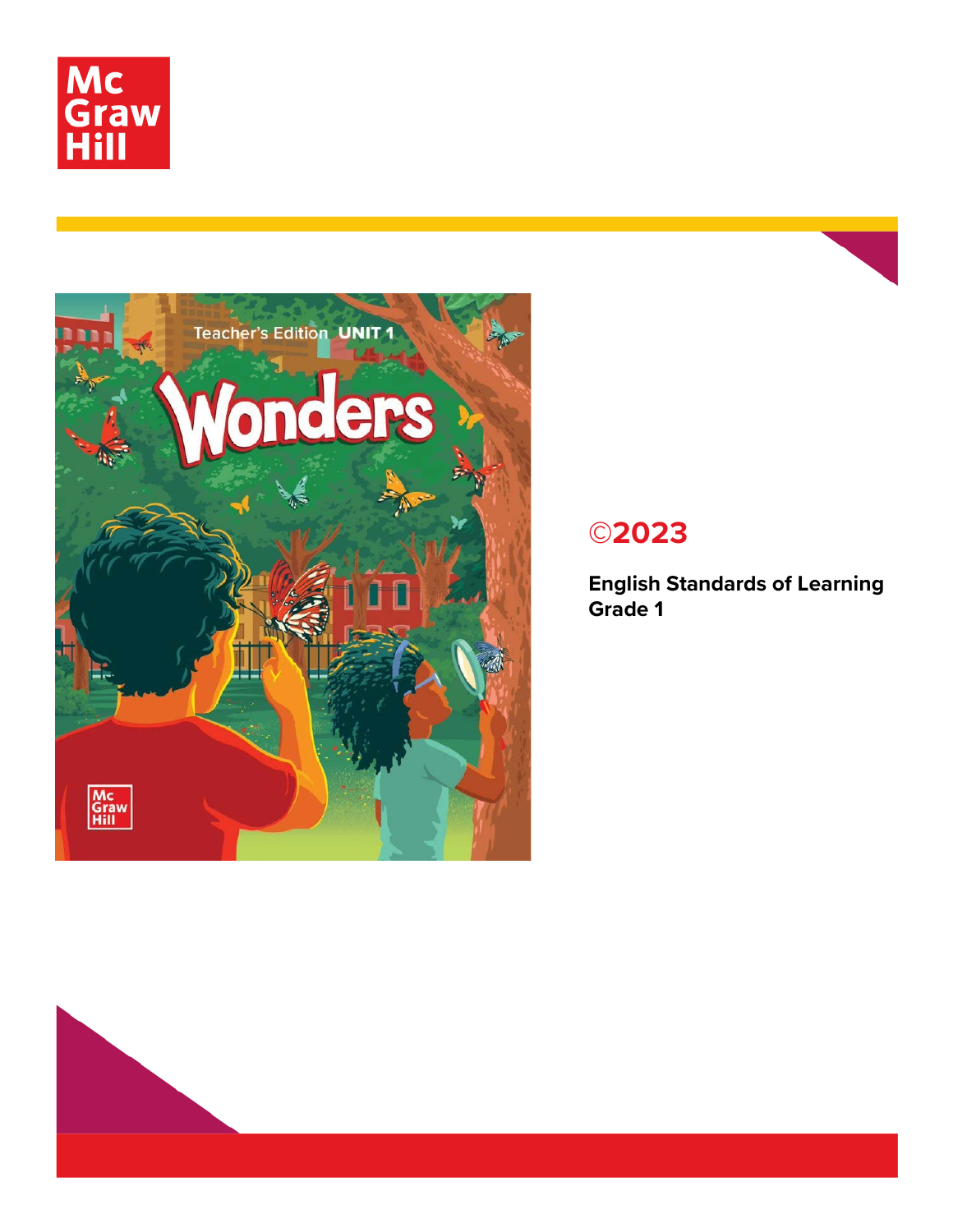McGraw Hill

Teacher's Edition UNIT 1

# Wonders

©2023

**English Standards of Learning**
**Grade 1**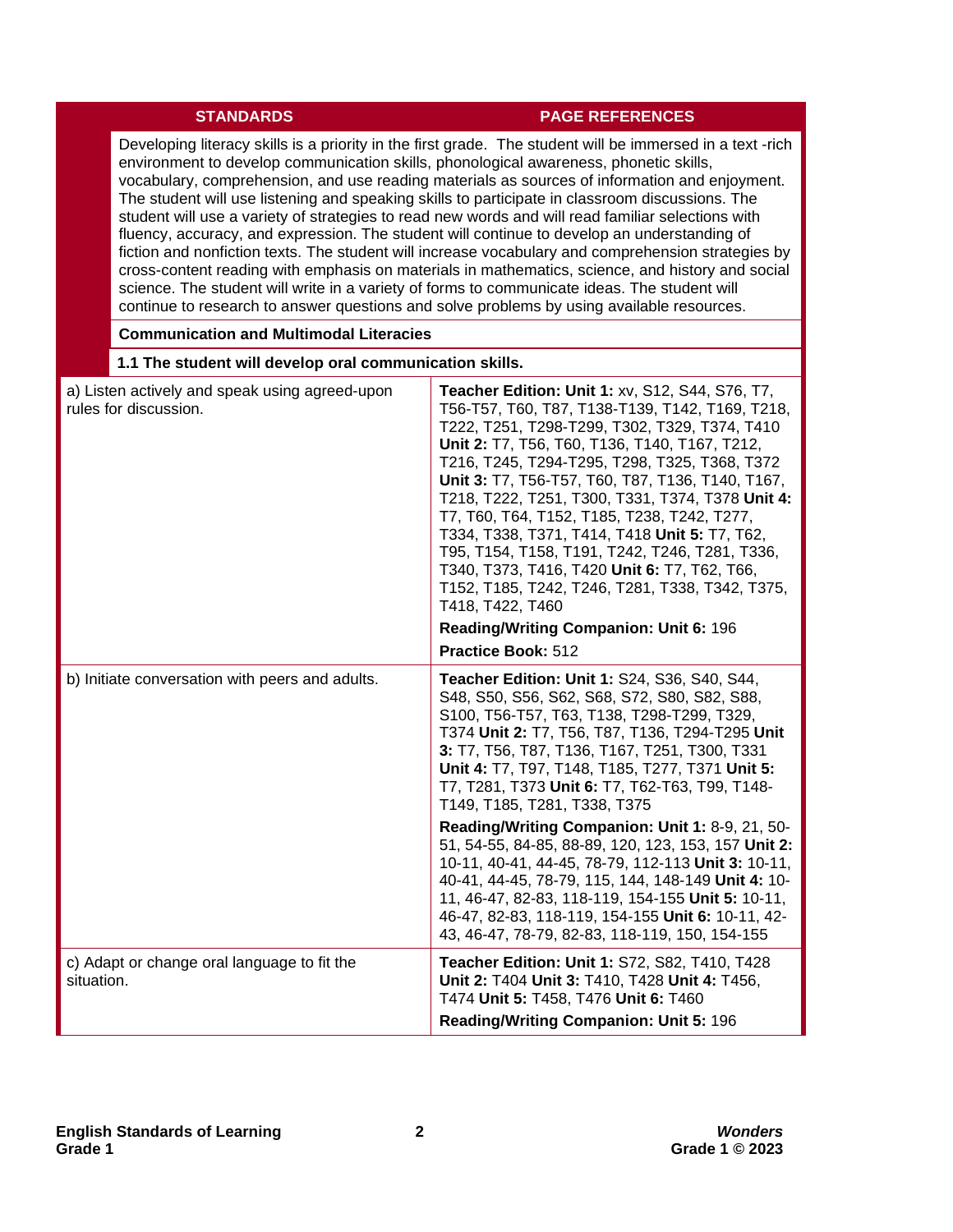| STANDARDS | PAGE REFERENCES |
|---|---|
| Developing literacy skills is a priority in the first grade. The student will be immersed in a text -rich environment to develop communication skills, phonological awareness, phonetic skills, vocabulary, comprehension, and use reading materials as sources of information and enjoyment. The student will use listening and speaking skills to participate in classroom discussions. The student will use a variety of strategies to read new words and will read familiar selections with fluency, accuracy, and expression. The student will continue to develop an understanding of fiction and nonfiction texts. The student will increase vocabulary and comprehension strategies by cross-content reading with emphasis on materials in mathematics, science, and history and social science. The student will write in a variety of forms to communicate ideas. The student will continue to research to answer questions and solve problems by using available resources. | |
| **Communication and Multimodal Literacies** | |
| **1.1 The student will develop oral communication skills.** | |
| a) Listen actively and speak using agreed-upon rules for discussion. | **Teacher Edition: Unit 1:** xv, S12, S44, S76, T7, T56-T57, T60, T87, T138-T139, T142, T169, T218, T222, T251, T298-T299, T302, T329, T374, T410 **Unit 2:** T7, T56, T60, T136, T140, T167, T212, T216, T245, T294-T295, T298, T325, T368, T372 **Unit 3:** T7, T56-T57, T60, T87, T136, T140, T167, T218, T222, T251, T300, T331, T374, T378 **Unit 4:** T7, T60, T64, T152, T185, T238, T242, T277, T334, T338, T371, T414, T418 **Unit 5:** T7, T62, T95, T154, T158, T191, T242, T246, T281, T336, T340, T373, T416, T420 **Unit 6:** T7, T62, T66, T152, T185, T242, T246, T281, T338, T342, T375, T418, T422, T460<br><br>**Reading/Writing Companion: Unit 6:** 196<br><br>**Practice Book:** 512 |
| b) Initiate conversation with peers and adults. | **Teacher Edition: Unit 1:** S24, S36, S40, S44, S48, S50, S56, S62, S68, S72, S80, S82, S88, S100, T56-T57, T63, T138, T298-T299, T329, T374 **Unit 2:** T7, T56, T87, T136, T294-T295 **Unit 3:** T7, T56, T87, T136, T167, T251, T300, T331 **Unit 4:** T7, T97, T148, T185, T277, T371 **Unit 5:** T7, T281, T373 **Unit 6:** T7, T62-T63, T99, T148-T149, T185, T281, T338, T375<br><br>**Reading/Writing Companion: Unit 1:** 8-9, 21, 50-51, 54-55, 84-85, 88-89, 120, 123, 153, 157 **Unit 2:** 10-11, 40-41, 44-45, 78-79, 112-113 **Unit 3:** 10-11, 40-41, 44-45, 78-79, 115, 144, 148-149 **Unit 4:** 10-11, 46-47, 82-83, 118-119, 154-155 **Unit 5:** 10-11, 46-47, 82-83, 118-119, 154-155 **Unit 6:** 10-11, 42-43, 46-47, 78-79, 82-83, 118-119, 150, 154-155 |
| c) Adapt or change oral language to fit the situation. | **Teacher Edition: Unit 1:** S72, S82, T410, T428 **Unit 2:** T404 **Unit 3:** T410, T428 **Unit 4:** T456, T474 **Unit 5:** T458, T476 **Unit 6:** T460<br><br>**Reading/Writing Companion: Unit 5:** 196 |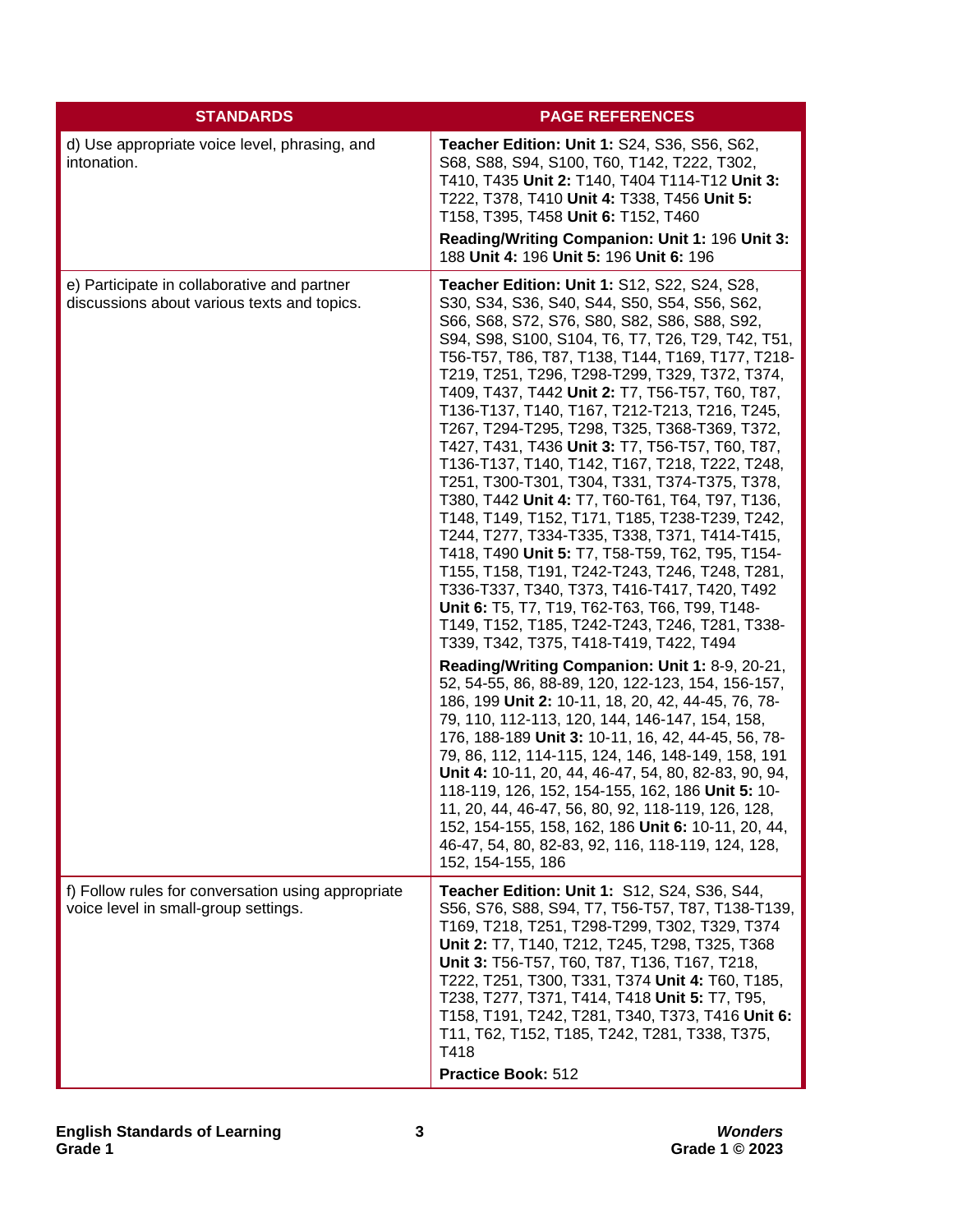| STANDARDS | PAGE REFERENCES |
|---|---|
| d) Use appropriate voice level, phrasing, and intonation. | **Teacher Edition: Unit 1:** S24, S36, S56, S62, S68, S88, S94, S100, T60, T142, T222, T302, T410, T435 **Unit 2:** T140, T404 T114-T12 **Unit 3:** T222, T378, T410 **Unit 4:** T338, T456 **Unit 5:** T158, T395, T458 **Unit 6:** T152, T460<br>**Reading/Writing Companion: Unit 1:** 196 **Unit 3:** 188 **Unit 4:** 196 **Unit 5:** 196 **Unit 6:** 196 |
| e) Participate in collaborative and partner discussions about various texts and topics. | **Teacher Edition: Unit 1:** S12, S22, S24, S28, S30, S34, S36, S40, S44, S50, S54, S56, S62, S66, S68, S72, S76, S80, S82, S86, S88, S92, S94, S98, S100, S104, T6, T7, T26, T29, T42, T51, T56-T57, T86, T87, T138, T144, T169, T177, T218-T219, T251, T296, T298-T299, T329, T372, T374, T409, T437, T442 **Unit 2:** T7, T56-T57, T60, T87, T136-T137, T140, T167, T212-T213, T216, T245, T267, T294-T295, T298, T325, T368-T369, T372, T427, T431, T436 **Unit 3:** T7, T56-T57, T60, T87, T136-T137, T140, T142, T167, T218, T222, T248, T251, T300-T301, T304, T331, T374-T375, T378, T380, T442 **Unit 4:** T7, T60-T61, T64, T97, T136, T148, T149, T152, T171, T185, T238-T239, T242, T244, T277, T334-T335, T338, T371, T414-T415, T418, T490 **Unit 5:** T7, T58-T59, T62, T95, T154-T155, T158, T191, T242-T243, T246, T248, T281, T336-T337, T340, T373, T416-T417, T420, T492 **Unit 6:** T5, T7, T19, T62-T63, T66, T99, T148-T149, T152, T185, T242-T243, T246, T281, T338-T339, T342, T375, T418-T419, T422, T494<br>**Reading/Writing Companion: Unit 1:** 8-9, 20-21, 52, 54-55, 86, 88-89, 120, 122-123, 154, 156-157, 186, 199 **Unit 2:** 10-11, 18, 20, 42, 44-45, 76, 78-79, 110, 112-113, 120, 144, 146-147, 154, 158, 176, 188-189 **Unit 3:** 10-11, 16, 42, 44-45, 56, 78-79, 86, 112, 114-115, 124, 146, 148-149, 158, 191 **Unit 4:** 10-11, 20, 44, 46-47, 54, 80, 82-83, 90, 94, 118-119, 126, 152, 154-155, 162, 186 **Unit 5:** 10-11, 20, 44, 46-47, 56, 80, 92, 118-119, 126, 128, 152, 154-155, 158, 162, 186 **Unit 6:** 10-11, 20, 44, 46-47, 54, 80, 82-83, 92, 116, 118-119, 124, 128, 152, 154-155, 186 |
| f) Follow rules for conversation using appropriate voice level in small-group settings. | **Teacher Edition: Unit 1:** S12, S24, S36, S44, S56, S76, S88, S94, T7, T56-T57, T87, T138-T139, T169, T218, T251, T298-T299, T302, T329, T374 **Unit 2:** T7, T140, T212, T245, T298, T325, T368 **Unit 3:** T56-T57, T60, T87, T136, T167, T218, T222, T251, T300, T331, T374 **Unit 4:** T60, T185, T238, T277, T371, T414, T418 **Unit 5:** T7, T95, T158, T191, T242, T281, T340, T373, T416 **Unit 6:** T11, T62, T152, T185, T242, T281, T338, T375, T418<br>**Practice Book:** 512 |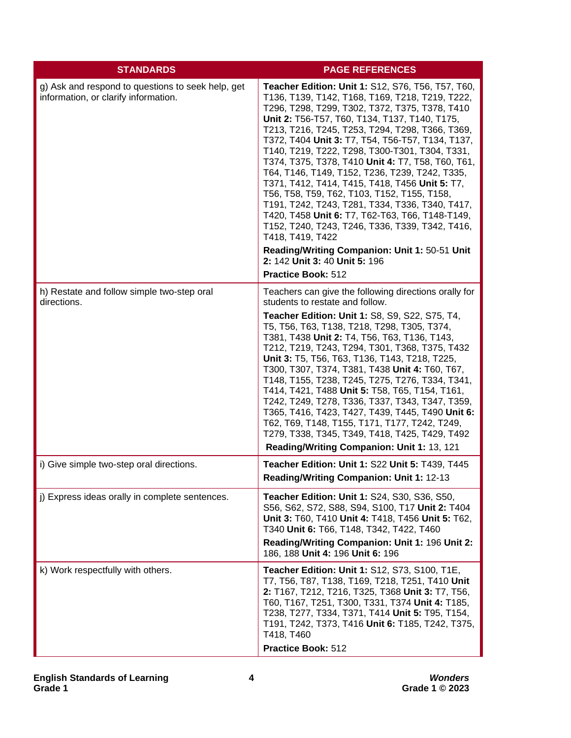| STANDARDS | PAGE REFERENCES |
|---|---|
| g) Ask and respond to questions to seek help, get information, or clarify information. | **Teacher Edition: Unit 1:** S12, S76, T56, T57, T60, T136, T139, T142, T168, T169, T218, T219, T222, T296, T298, T299, T302, T372, T375, T378, T410 **Unit 2:** T56-T57, T60, T134, T137, T140, T175, T213, T216, T245, T253, T294, T298, T366, T369, T372, T404 **Unit 3:** T7, T54, T56-T57, T134, T137, T140, T219, T222, T298, T300-T301, T304, T331, T374, T375, T378, T410 **Unit 4:** T7, T58, T60, T61, T64, T146, T149, T152, T236, T239, T242, T335, T371, T412, T414, T415, T418, T456 **Unit 5:** T7, T56, T58, T59, T62, T103, T152, T155, T158, T191, T242, T243, T281, T334, T336, T340, T417, T420, T458 **Unit 6:** T7, T62-T63, T66, T148-T149, T152, T240, T243, T246, T336, T339, T342, T416, T418, T419, T422<br>**Reading/Writing Companion: Unit 1:** 50-51 **Unit 2:** 142 **Unit 3:** 40 **Unit 5:** 196<br>**Practice Book:** 512 |
| h) Restate and follow simple two-step oral directions. | Teachers can give the following directions orally for students to restate and follow.<br>**Teacher Edition: Unit 1:** S8, S9, S22, S75, T4, T5, T56, T63, T138, T218, T298, T305, T374, T381, T438 **Unit 2:** T4, T56, T63, T136, T143, T212, T219, T243, T294, T301, T368, T375, T432 **Unit 3:** T5, T56, T63, T136, T143, T218, T225, T300, T307, T374, T381, T438 **Unit 4:** T60, T67, T148, T155, T238, T245, T275, T276, T334, T341, T414, T421, T488 **Unit 5:** T58, T65, T154, T161, T242, T249, T278, T336, T337, T343, T347, T359, T365, T416, T423, T427, T439, T445, T490 **Unit 6:** T62, T69, T148, T155, T171, T177, T242, T249, T279, T338, T345, T349, T418, T425, T429, T492<br>**Reading/Writing Companion: Unit 1:** 13, 121 |
| i) Give simple two-step oral directions. | **Teacher Edition: Unit 1:** S22 **Unit 5:** T439, T445<br>**Reading/Writing Companion: Unit 1:** 12-13 |
| j) Express ideas orally in complete sentences. | **Teacher Edition: Unit 1:** S24, S30, S36, S50, S56, S62, S72, S88, S94, S100, T17 **Unit 2:** T404 **Unit 3:** T60, T410 **Unit 4:** T418, T456 **Unit 5:** T62, T340 **Unit 6:** T66, T148, T342, T422, T460<br>**Reading/Writing Companion: Unit 1:** 196 **Unit 2:** 186, 188 **Unit 4:** 196 **Unit 6:** 196 |
| k) Work respectfully with others. | **Teacher Edition: Unit 1:** S12, S73, S100, T1E, T7, T56, T87, T138, T169, T218, T251, T410 **Unit 2:** T167, T212, T216, T325, T368 **Unit 3:** T7, T56, T60, T167, T251, T300, T331, T374 **Unit 4:** T185, T238, T277, T334, T371, T414 **Unit 5:** T95, T154, T191, T242, T373, T416 **Unit 6:** T185, T242, T375, T418, T460<br>**Practice Book:** 512 |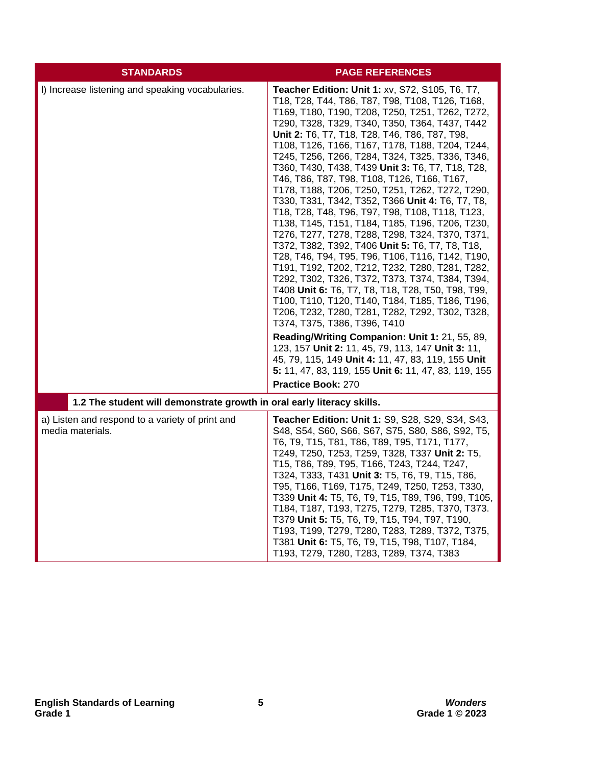| STANDARDS | PAGE REFERENCES |
| --- | --- |
| l) Increase listening and speaking vocabularies. | **Teacher Edition: Unit 1:** xv, S72, S105, T6, T7, T18, T28, T44, T86, T87, T98, T108, T126, T168, T169, T180, T190, T208, T250, T251, T262, T272, T290, T328, T329, T340, T350, T364, T437, T442 **Unit 2:** T6, T7, T18, T28, T46, T86, T87, T98, T108, T126, T166, T167, T178, T188, T204, T244, T245, T256, T266, T284, T324, T325, T336, T346, T360, T430, T438, T439 **Unit 3:** T6, T7, T18, T28, T46, T86, T87, T98, T108, T126, T166, T167, T178, T188, T206, T250, T251, T262, T272, T290, T330, T331, T342, T352, T366 **Unit 4:** T6, T7, T8, T18, T28, T48, T96, T97, T98, T108, T118, T123, T138, T145, T151, T184, T185, T196, T206, T230, T276, T277, T278, T288, T298, T324, T370, T371, T372, T382, T392, T406 **Unit 5:** T6, T7, T8, T18, T28, T46, T94, T95, T96, T106, T116, T142, T190, T191, T192, T202, T212, T232, T280, T281, T282, T292, T302, T326, T372, T373, T374, T384, T394, T408 **Unit 6:** T6, T7, T8, T18, T28, T50, T98, T99, T100, T110, T120, T140, T184, T185, T186, T196, T206, T232, T280, T281, T282, T292, T302, T328, T374, T375, T386, T396, T410<br><br>**Reading/Writing Companion: Unit 1:** 21, 55, 89, 123, 157 **Unit 2:** 11, 45, 79, 113, 147 **Unit 3:** 11, 45, 79, 115, 149 **Unit 4:** 11, 47, 83, 119, 155 **Unit 5:** 11, 47, 83, 119, 155 **Unit 6:** 11, 47, 83, 119, 155<br><br>**Practice Book:** 270 |
| **1.2 The student will demonstrate growth in oral early literacy skills.** | |
| a) Listen and respond to a variety of print and media materials. | **Teacher Edition: Unit 1:** S9, S28, S29, S34, S43, S48, S54, S60, S66, S67, S75, S80, S86, S92, T5, T6, T9, T15, T81, T86, T89, T95, T171, T177, T249, T250, T253, T259, T328, T337 **Unit 2:** T5, T15, T86, T89, T95, T166, T243, T244, T247, T324, T333, T431 **Unit 3:** T5, T6, T9, T15, T86, T95, T166, T169, T175, T249, T250, T253, T330, T339 **Unit 4:** T5, T6, T9, T15, T89, T96, T99, T105, T184, T187, T193, T275, T279, T285, T370, T373. T379 **Unit 5:** T5, T6, T9, T15, T94, T97, T190, T193, T199, T279, T280, T283, T289, T372, T375, T381 **Unit 6:** T5, T6, T9, T15, T98, T107, T184, T193, T279, T280, T283, T289, T374, T383 |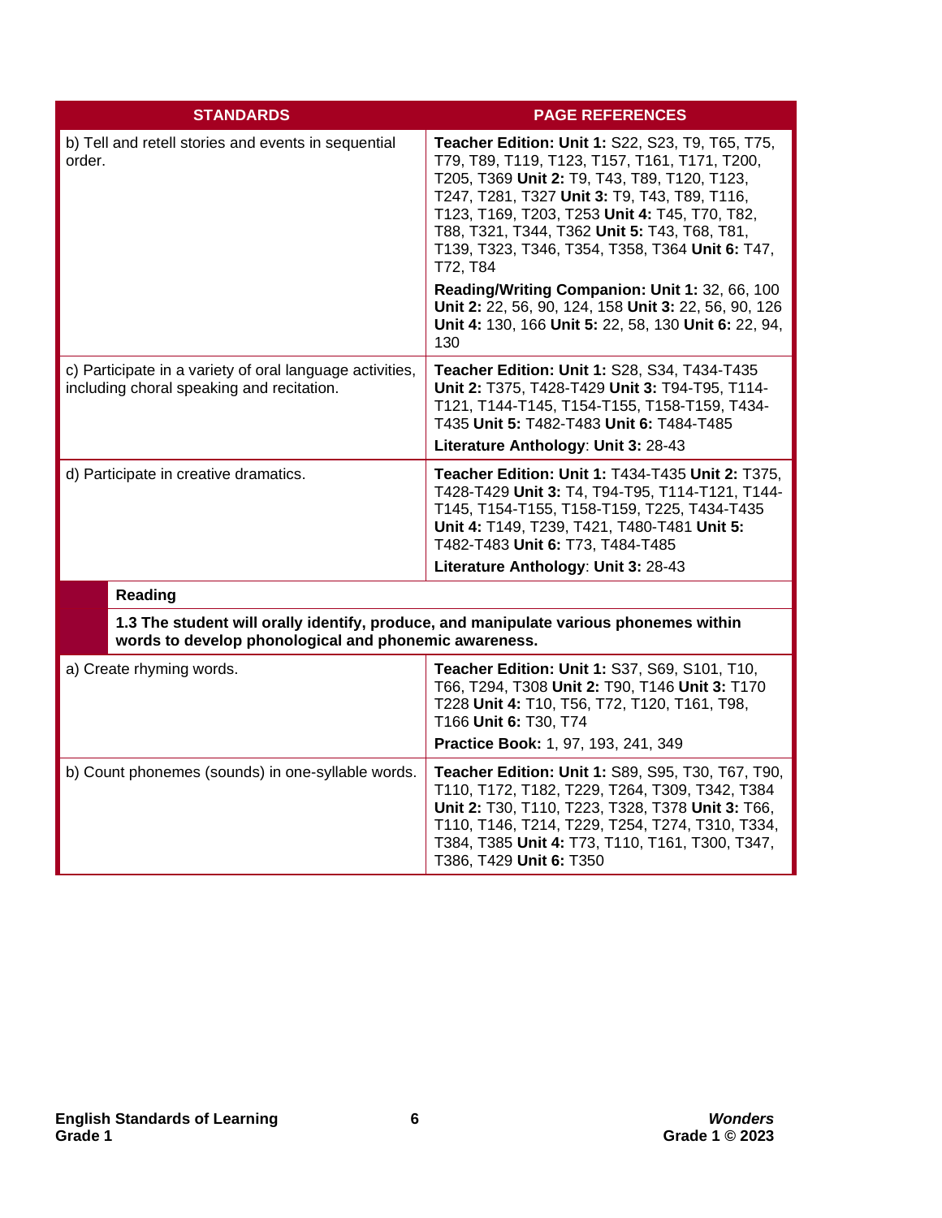| STANDARDS | PAGE REFERENCES |
|---|---|
| b) Tell and retell stories and events in sequential order. | **Teacher Edition: Unit 1:** S22, S23, T9, T65, T75, T79, T89, T119, T123, T157, T161, T171, T200, T205, T369 **Unit 2:** T9, T43, T89, T120, T123, T247, T281, T327 **Unit 3:** T9, T43, T89, T116, T123, T169, T203, T253 **Unit 4:** T45, T70, T82, T88, T321, T344, T362 **Unit 5:** T43, T68, T81, T139, T323, T346, T354, T358, T364 **Unit 6:** T47, T72, T84<br><br>**Reading/Writing Companion: Unit 1:** 32, 66, 100 **Unit 2:** 22, 56, 90, 124, 158 **Unit 3:** 22, 56, 90, 126 **Unit 4:** 130, 166 **Unit 5:** 22, 58, 130 **Unit 6:** 22, 94, 130 |
| c) Participate in a variety of oral language activities, including choral speaking and recitation. | **Teacher Edition: Unit 1:** S28, S34, T434-T435 **Unit 2:** T375, T428-T429 **Unit 3:** T94-T95, T114-T121, T144-T145, T154-T155, T158-T159, T434-T435 **Unit 5:** T482-T483 **Unit 6:** T484-T485<br><br>**Literature Anthology**: **Unit 3:** 28-43 |
| d) Participate in creative dramatics. | **Teacher Edition: Unit 1:** T434-T435 **Unit 2:** T375, T428-T429 **Unit 3:** T4, T94-T95, T114-T121, T144-T145, T154-T155, T158-T159, T225, T434-T435 **Unit 4:** T149, T239, T421, T480-T481 **Unit 5:** T482-T483 **Unit 6:** T73, T484-T485<br><br>**Literature Anthology**: **Unit 3:** 28-43 |
| **Reading** | |
| **1.3 The student will orally identify, produce, and manipulate various phonemes within words to develop phonological and phonemic awareness.** | |
| a) Create rhyming words. | **Teacher Edition: Unit 1:** S37, S69, S101, T10, T66, T294, T308 **Unit 2:** T90, T146 **Unit 3:** T170 T228 **Unit 4:** T10, T56, T72, T120, T161, T98, T166 **Unit 6:** T30, T74<br><br>**Practice Book:** 1, 97, 193, 241, 349 |
| b) Count phonemes (sounds) in one-syllable words. | **Teacher Edition: Unit 1:** S89, S95, T30, T67, T90, T110, T172, T182, T229, T264, T309, T342, T384 **Unit 2:** T30, T110, T223, T328, T378 **Unit 3:** T66, T110, T146, T214, T229, T254, T274, T310, T334, T384, T385 **Unit 4:** T73, T110, T161, T300, T347, T386, T429 **Unit 6:** T350 |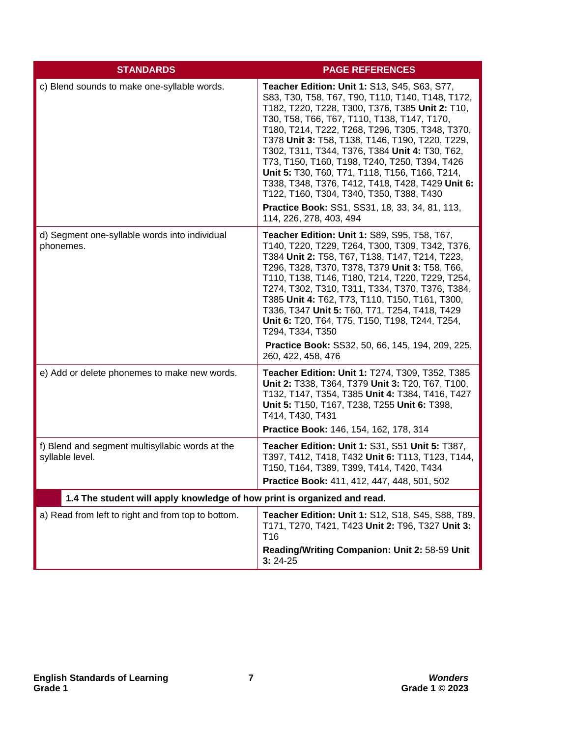| STANDARDS | PAGE REFERENCES |
|---|---|
| c) Blend sounds to make one-syllable words. | **Teacher Edition: Unit 1:** S13, S45, S63, S77, S83, T30, T58, T67, T90, T110, T140, T148, T172, T182, T220, T228, T300, T376, T385 **Unit 2:** T10, T30, T58, T66, T67, T110, T138, T147, T170, T180, T214, T222, T268, T296, T305, T348, T370, T378 **Unit 3:** T58, T138, T146, T190, T220, T229, T302, T311, T344, T376, T384 **Unit 4:** T30, T62, T73, T150, T160, T198, T240, T250, T394, T426 **Unit 5:** T30, T60, T71, T118, T156, T166, T214, T338, T348, T376, T412, T418, T428, T429 **Unit 6:** T122, T160, T304, T340, T350, T388, T430<br><br>**Practice Book:** SS1, SS31, 18, 33, 34, 81, 113, 114, 226, 278, 403, 494 |
| d) Segment one-syllable words into individual phonemes. | **Teacher Edition: Unit 1:** S89, S95, T58, T67, T140, T220, T229, T264, T300, T309, T342, T376, T384 **Unit 2:** T58, T67, T138, T147, T214, T223, T296, T328, T370, T378, T379 **Unit 3:** T58, T66, T110, T138, T146, T180, T214, T220, T229, T254, T274, T302, T310, T311, T334, T370, T376, T384, T385 **Unit 4:** T62, T73, T110, T150, T161, T300, T336, T347 **Unit 5:** T60, T71, T254, T418, T429 **Unit 6:** T20, T64, T75, T150, T198, T244, T254, T294, T334, T350<br><br>**Practice Book:** SS32, 50, 66, 145, 194, 209, 225, 260, 422, 458, 476 |
| e) Add or delete phonemes to make new words. | **Teacher Edition: Unit 1:** T274, T309, T352, T385 **Unit 2:** T338, T364, T379 **Unit 3:** T20, T67, T100, T132, T147, T354, T385 **Unit 4:** T384, T416, T427 **Unit 5:** T150, T167, T238, T255 **Unit 6:** T398, T414, T430, T431<br><br>**Practice Book:** 146, 154, 162, 178, 314 |
| f) Blend and segment multisyllabic words at the syllable level. | **Teacher Edition: Unit 1:** S31, S51 **Unit 5:** T387, T397, T412, T418, T432 **Unit 6:** T113, T123, T144, T150, T164, T389, T399, T414, T420, T434<br><br>**Practice Book:** 411, 412, 447, 448, 501, 502 |
| **1.4 The student will apply knowledge of how print is organized and read.** | |
| a) Read from left to right and from top to bottom. | **Teacher Edition: Unit 1:** S12, S18, S45, S88, T89, T171, T270, T421, T423 **Unit 2:** T96, T327 **Unit 3:** T16<br><br>**Reading/Writing Companion: Unit 2:** 58-59 **Unit 3:** 24-25 |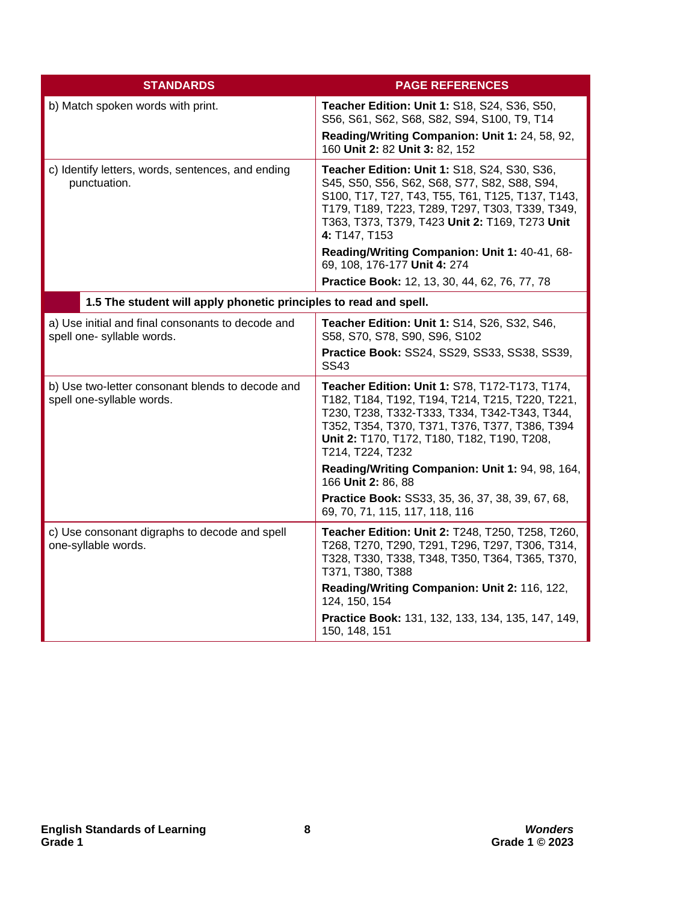| STANDARDS | PAGE REFERENCES |
|---|---|
| b) Match spoken words with print. | **Teacher Edition: Unit 1:** S18, S24, S36, S50, S56, S61, S62, S68, S82, S94, S100, T9, T14<br>**Reading/Writing Companion: Unit 1:** 24, 58, 92, 160 **Unit 2:** 82 **Unit 3:** 82, 152 |
| c) Identify letters, words, sentences, and ending punctuation. | **Teacher Edition: Unit 1:** S18, S24, S30, S36, S45, S50, S56, S62, S68, S77, S82, S88, S94, S100, T17, T27, T43, T55, T61, T125, T137, T143, T179, T189, T223, T289, T297, T303, T339, T349, T363, T373, T379, T423 **Unit 2:** T169, T273 **Unit 4:** T147, T153<br>**Reading/Writing Companion: Unit 1:** 40-41, 68-69, 108, 176-177 **Unit 4:** 274<br>**Practice Book:** 12, 13, 30, 44, 62, 76, 77, 78 |
| **1.5 The student will apply phonetic principles to read and spell.** | |
| a) Use initial and final consonants to decode and spell one- syllable words. | **Teacher Edition: Unit 1:** S14, S26, S32, S46, S58, S70, S78, S90, S96, S102<br>**Practice Book:** SS24, SS29, SS33, SS38, SS39, SS43 |
| b) Use two-letter consonant blends to decode and spell one-syllable words. | **Teacher Edition: Unit 1:** S78, T172-T173, T174, T182, T184, T192, T194, T214, T215, T220, T221, T230, T238, T332-T333, T334, T342-T343, T344, T352, T354, T370, T371, T376, T377, T386, T394 **Unit 2:** T170, T172, T180, T182, T190, T208, T214, T224, T232<br>**Reading/Writing Companion: Unit 1:** 94, 98, 164, 166 **Unit 2:** 86, 88<br>**Practice Book:** SS33, 35, 36, 37, 38, 39, 67, 68, 69, 70, 71, 115, 117, 118, 116 |
| c) Use consonant digraphs to decode and spell one-syllable words. | **Teacher Edition: Unit 2:** T248, T250, T258, T260, T268, T270, T290, T291, T296, T297, T306, T314, T328, T330, T338, T348, T350, T364, T365, T370, T371, T380, T388<br>**Reading/Writing Companion: Unit 2:** 116, 122, 124, 150, 154<br>**Practice Book:** 131, 132, 133, 134, 135, 147, 149, 150, 148, 151 |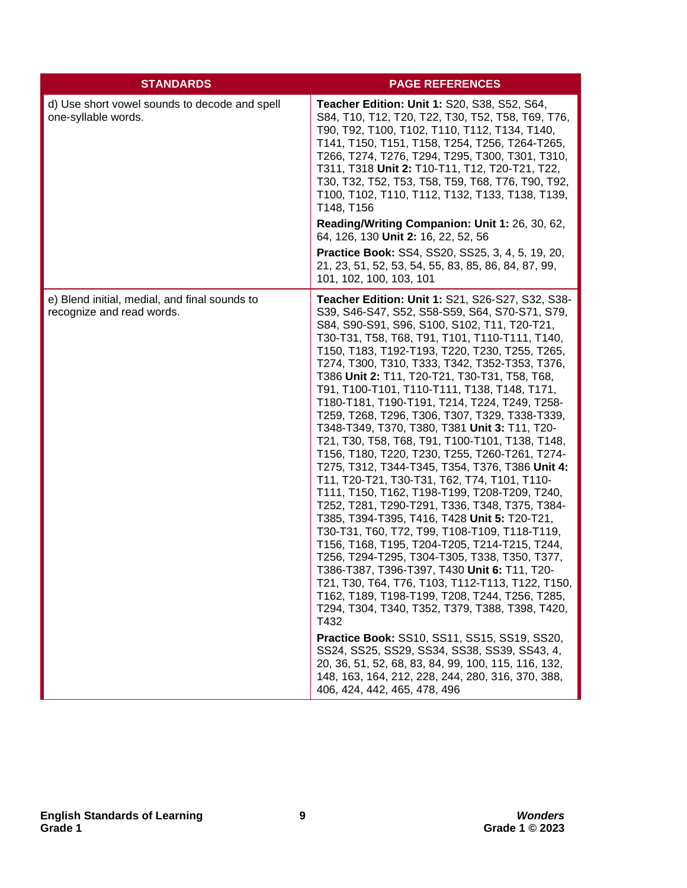| STANDARDS | PAGE REFERENCES |
|---|---|
| d) Use short vowel sounds to decode and spell one-syllable words. | **Teacher Edition: Unit 1:** S20, S38, S52, S64, S84, T10, T12, T20, T22, T30, T52, T58, T69, T76, T90, T92, T100, T102, T110, T112, T134, T140, T141, T150, T151, T158, T254, T256, T264-T265, T266, T274, T276, T294, T295, T300, T301, T310, T311, T318 **Unit 2:** T10-T11, T12, T20-T21, T22, T30, T32, T52, T53, T58, T59, T68, T76, T90, T92, T100, T102, T110, T112, T132, T133, T138, T139, T148, T156<br><br>**Reading/Writing Companion: Unit 1:** 26, 30, 62, 64, 126, 130 **Unit 2:** 16, 22, 52, 56<br><br>**Practice Book:** SS4, SS20, SS25, 3, 4, 5, 19, 20, 21, 23, 51, 52, 53, 54, 55, 83, 85, 86, 84, 87, 99, 101, 102, 100, 103, 101 |
| e) Blend initial, medial, and final sounds to recognize and read words. | **Teacher Edition: Unit 1:** S21, S26-S27, S32, S38-S39, S46-S47, S52, S58-S59, S64, S70-S71, S79, S84, S90-S91, S96, S100, S102, T11, T20-T21, T30-T31, T58, T68, T91, T101, T110-T111, T140, T150, T183, T192-T193, T220, T230, T255, T265, T274, T300, T310, T333, T342, T352-T353, T376, T386 **Unit 2:** T11, T20-T21, T30-T31, T58, T68, T91, T100-T101, T110-T111, T138, T148, T171, T180-T181, T190-T191, T214, T224, T249, T258-T259, T268, T296, T306, T307, T329, T338-T339, T348-T349, T370, T380, T381 **Unit 3:** T11, T20-T21, T30, T58, T68, T91, T100-T101, T138, T148, T156, T180, T220, T230, T255, T260-T261, T274-T275, T312, T344-T345, T354, T376, T386 **Unit 4:** T11, T20-T21, T30-T31, T62, T74, T101, T110-T111, T150, T162, T198-T199, T208-T209, T240, T252, T281, T290-T291, T336, T348, T375, T384-T385, T394-T395, T416, T428 **Unit 5:** T20-T21, T30-T31, T60, T72, T99, T108-T109, T118-T119, T156, T168, T195, T204-T205, T214-T215, T244, T256, T294-T295, T304-T305, T338, T350, T377, T386-T387, T396-T397, T430 **Unit 6:** T11, T20-T21, T30, T64, T76, T103, T112-T113, T122, T150, T162, T189, T198-T199, T208, T244, T256, T285, T294, T304, T340, T352, T379, T388, T398, T420, T432<br><br>**Practice Book:** SS10, SS11, SS15, SS19, SS20, SS24, SS25, SS29, SS34, SS38, SS39, SS43, 4, 20, 36, 51, 52, 68, 83, 84, 99, 100, 115, 116, 132, 148, 163, 164, 212, 228, 244, 280, 316, 370, 388, 406, 424, 442, 465, 478, 496 |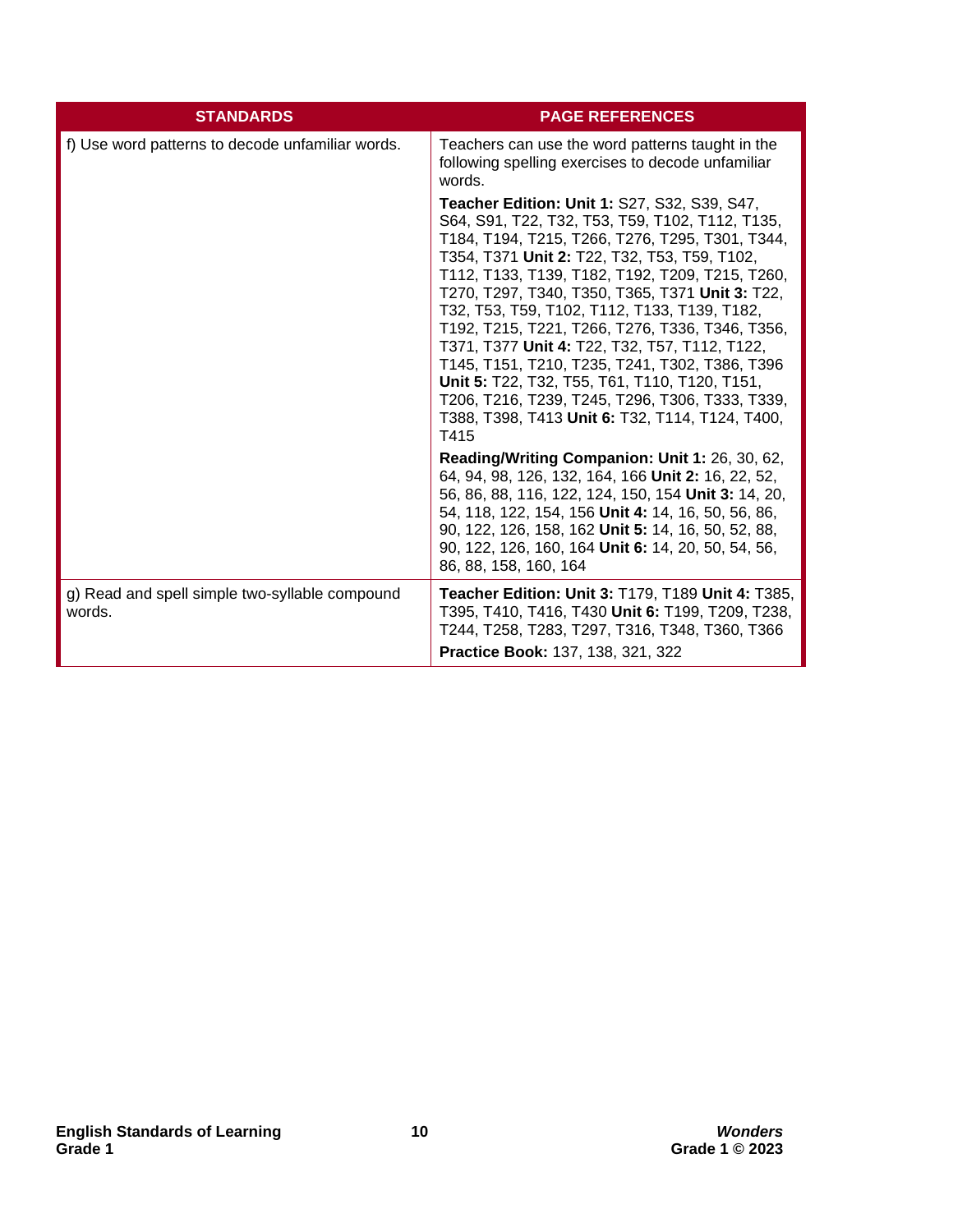| STANDARDS | PAGE REFERENCES |
| --- | --- |
| f) Use word patterns to decode unfamiliar words. | Teachers can use the word patterns taught in the following spelling exercises to decode unfamiliar words.<br><br>**Teacher Edition: Unit 1:** S27, S32, S39, S47, S64, S91, T22, T32, T53, T59, T102, T112, T135, T184, T194, T215, T266, T276, T295, T301, T344, T354, T371 **Unit 2:** T22, T32, T53, T59, T102, T112, T133, T139, T182, T192, T209, T215, T260, T270, T297, T340, T350, T365, T371 **Unit 3:** T22, T32, T53, T59, T102, T112, T133, T139, T182, T192, T215, T221, T266, T276, T336, T346, T356, T371, T377 **Unit 4:** T22, T32, T57, T112, T122, T145, T151, T210, T235, T241, T302, T386, T396 **Unit 5:** T22, T32, T55, T61, T110, T120, T151, T206, T216, T239, T245, T296, T306, T333, T339, T388, T398, T413 **Unit 6:** T32, T114, T124, T400, T415<br><br>**Reading/Writing Companion: Unit 1:** 26, 30, 62, 64, 94, 98, 126, 132, 164, 166 **Unit 2:** 16, 22, 52, 56, 86, 88, 116, 122, 124, 150, 154 **Unit 3:** 14, 20, 54, 118, 122, 154, 156 **Unit 4:** 14, 16, 50, 56, 86, 90, 122, 126, 158, 162 **Unit 5:** 14, 16, 50, 52, 88, 90, 122, 126, 160, 164 **Unit 6:** 14, 20, 50, 54, 56, 86, 88, 158, 160, 164 |
| g) Read and spell simple two-syllable compound words. | **Teacher Edition: Unit 3:** T179, T189 **Unit 4:** T385, T395, T410, T416, T430 **Unit 6:** T199, T209, T238, T244, T258, T283, T297, T316, T348, T360, T366<br><br>**Practice Book:** 137, 138, 321, 322 |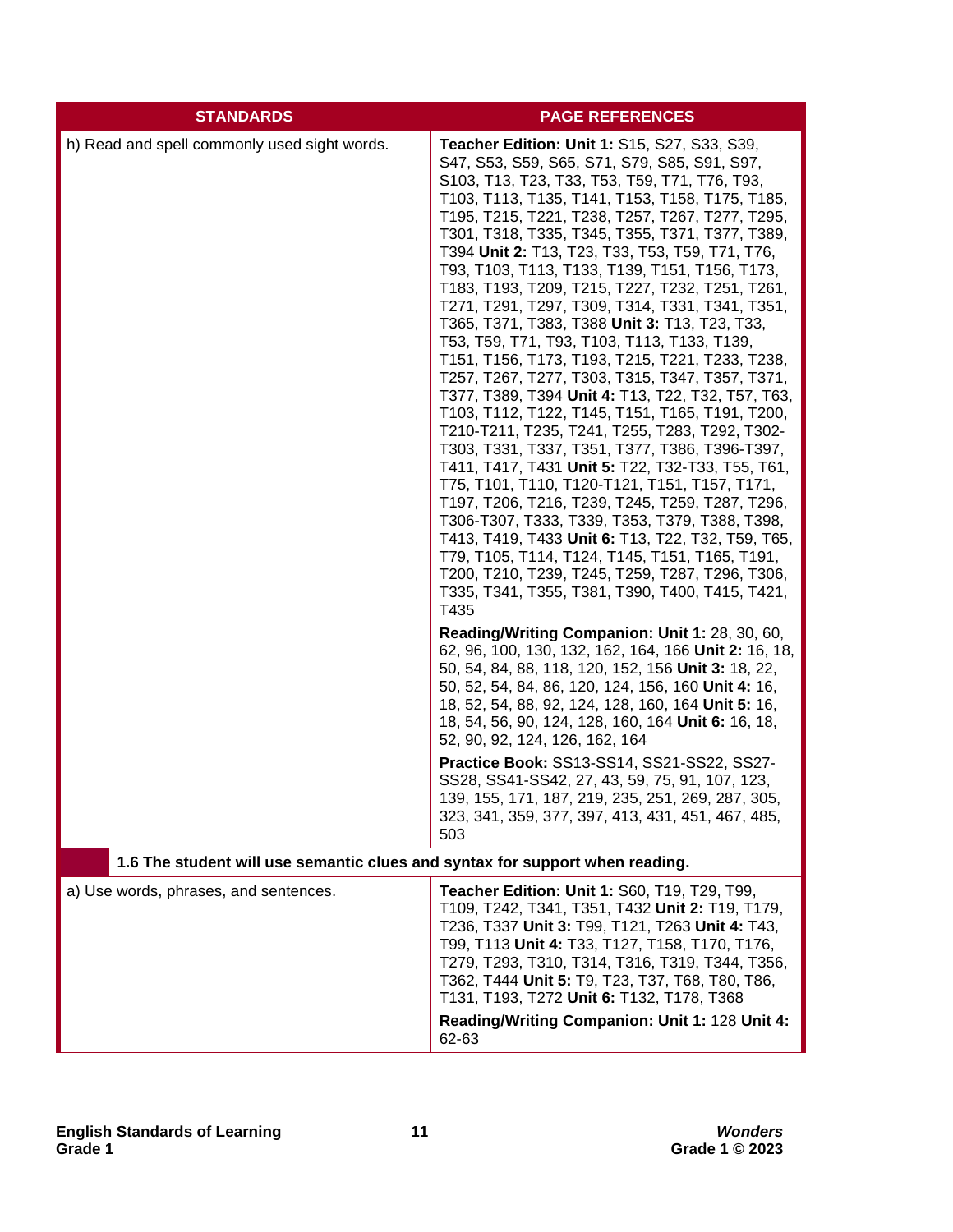| STANDARDS | PAGE REFERENCES |
|---|---|
| h) Read and spell commonly used sight words. | **Teacher Edition: Unit 1:** S15, S27, S33, S39, S47, S53, S59, S65, S71, S79, S85, S91, S97, S103, T13, T23, T33, T53, T59, T71, T76, T93, T103, T113, T135, T141, T153, T158, T175, T185, T195, T215, T221, T238, T257, T267, T277, T295, T301, T318, T335, T345, T355, T371, T377, T389, T394 **Unit 2:** T13, T23, T33, T53, T59, T71, T76, T93, T103, T113, T133, T139, T151, T156, T173, T183, T193, T209, T215, T227, T232, T251, T261, T271, T291, T297, T309, T314, T331, T341, T351, T365, T371, T383, T388 **Unit 3:** T13, T23, T33, T53, T59, T71, T93, T103, T113, T133, T139, T151, T156, T173, T193, T215, T221, T233, T238, T257, T267, T277, T303, T315, T347, T357, T371, T377, T389, T394 **Unit 4:** T13, T22, T32, T57, T63, T103, T112, T122, T145, T151, T165, T191, T200, T210-T211, T235, T241, T255, T283, T292, T302-T303, T331, T337, T351, T377, T386, T396-T397, T411, T417, T431 **Unit 5:** T22, T32-T33, T55, T61, T75, T101, T110, T120-T121, T151, T157, T171, T197, T206, T216, T239, T245, T259, T287, T296, T306-T307, T333, T339, T353, T379, T388, T398, T413, T419, T433 **Unit 6:** T13, T22, T32, T59, T65, T79, T105, T114, T124, T145, T151, T165, T191, T200, T210, T239, T245, T259, T287, T296, T306, T335, T341, T355, T381, T390, T400, T415, T421, T435<br><br>**Reading/Writing Companion: Unit 1:** 28, 30, 60, 62, 96, 100, 130, 132, 162, 164, 166 **Unit 2:** 16, 18, 50, 54, 84, 88, 118, 120, 152, 156 **Unit 3:** 18, 22, 50, 52, 54, 84, 86, 120, 124, 156, 160 **Unit 4:** 16, 18, 52, 54, 88, 92, 124, 128, 160, 164 **Unit 5:** 16, 18, 54, 56, 90, 124, 128, 160, 164 **Unit 6:** 16, 18, 52, 90, 92, 124, 126, 162, 164<br><br>**Practice Book:** SS13-SS14, SS21-SS22, SS27-SS28, SS41-SS42, 27, 43, 59, 75, 91, 107, 123, 139, 155, 171, 187, 219, 235, 251, 269, 287, 305, 323, 341, 359, 377, 397, 413, 431, 451, 467, 485, 503 |
| **1.6 The student will use semantic clues and syntax for support when reading.** | |
| a) Use words, phrases, and sentences. | **Teacher Edition: Unit 1:** S60, T19, T29, T99, T109, T242, T341, T351, T432 **Unit 2:** T19, T179, T236, T337 **Unit 3:** T99, T121, T263 **Unit 4:** T43, T99, T113 **Unit 4:** T33, T127, T158, T170, T176, T279, T293, T310, T314, T316, T319, T344, T356, T362, T444 **Unit 5:** T9, T23, T37, T68, T80, T86, T131, T193, T272 **Unit 6:** T132, T178, T368<br><br>**Reading/Writing Companion: Unit 1:** 128 **Unit 4:** 62-63 |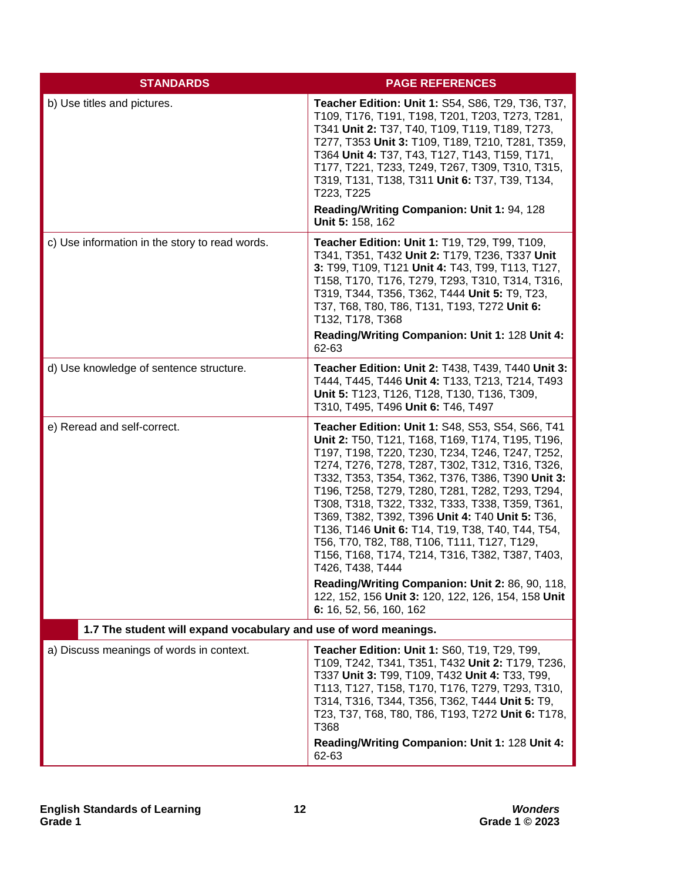| STANDARDS | PAGE REFERENCES |
|---|---|
| b) Use titles and pictures. | **Teacher Edition: Unit 1:** S54, S86, T29, T36, T37, T109, T176, T191, T198, T201, T203, T273, T281, T341 **Unit 2:** T37, T40, T109, T119, T189, T273, T277, T353 **Unit 3:** T109, T189, T210, T281, T359, T364 **Unit 4:** T37, T43, T127, T143, T159, T171, T177, T221, T233, T249, T267, T309, T310, T315, T319, T131, T138, T311 **Unit 6:** T37, T39, T134, T223, T225<br>**Reading/Writing Companion: Unit 1:** 94, 128 **Unit 5:** 158, 162 |
| c) Use information in the story to read words. | **Teacher Edition: Unit 1:** T19, T29, T99, T109, T341, T351, T432 **Unit 2:** T179, T236, T337 **Unit 3:** T99, T109, T121 **Unit 4:** T43, T99, T113, T127, T158, T170, T176, T279, T293, T310, T314, T316, T319, T344, T356, T362, T444 **Unit 5:** T9, T23, T37, T68, T80, T86, T131, T193, T272 **Unit 6:** T132, T178, T368<br>**Reading/Writing Companion: Unit 1:** 128 **Unit 4:** 62-63 |
| d) Use knowledge of sentence structure. | **Teacher Edition: Unit 2:** T438, T439, T440 **Unit 3:** T444, T445, T446 **Unit 4:** T133, T213, T214, T493 **Unit 5:** T123, T126, T128, T130, T136, T309, T310, T495, T496 **Unit 6:** T46, T497 |
| e) Reread and self-correct. | **Teacher Edition: Unit 1:** S48, S53, S54, S66, T41 **Unit 2:** T50, T121, T168, T169, T174, T195, T196, T197, T198, T220, T230, T234, T246, T247, T252, T274, T276, T278, T287, T302, T312, T316, T326, T332, T353, T354, T362, T376, T386, T390 **Unit 3:** T196, T258, T279, T280, T281, T282, T293, T294, T308, T318, T322, T332, T333, T338, T359, T361, T369, T382, T392, T396 **Unit 4:** T40 **Unit 5:** T36, T136, T146 **Unit 6:** T14, T19, T38, T40, T44, T54, T56, T70, T82, T88, T106, T111, T127, T129, T156, T168, T174, T214, T316, T382, T387, T403, T426, T438, T444<br>**Reading/Writing Companion: Unit 2:** 86, 90, 118, 122, 152, 156 **Unit 3:** 120, 122, 126, 154, 158 **Unit 6:** 16, 52, 56, 160, 162 |
| **1.7 The student will expand vocabulary and use of word meanings.** | |
| a) Discuss meanings of words in context. | **Teacher Edition: Unit 1:** S60, T19, T29, T99, T109, T242, T341, T351, T432 **Unit 2:** T179, T236, T337 **Unit 3:** T99, T109, T432 **Unit 4:** T33, T99, T113, T127, T158, T170, T176, T279, T293, T310, T314, T316, T344, T356, T362, T444 **Unit 5:** T9, T23, T37, T68, T80, T86, T193, T272 **Unit 6:** T178, T368<br>**Reading/Writing Companion: Unit 1:** 128 **Unit 4:** 62-63 |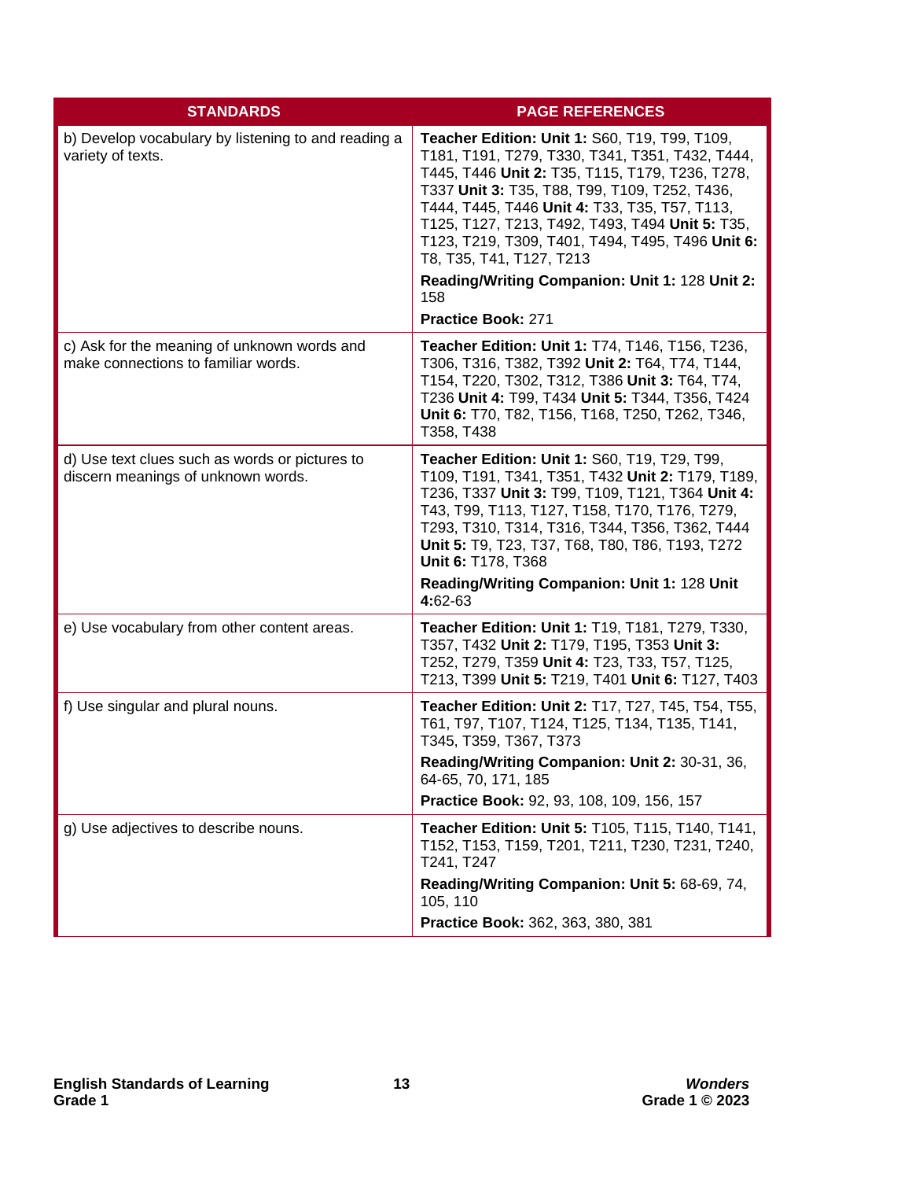| STANDARDS | PAGE REFERENCES |
|---|---|
| b) Develop vocabulary by listening to and reading a variety of texts. | **Teacher Edition: Unit 1:** S60, T19, T99, T109, T181, T191, T279, T330, T341, T351, T432, T444, T445, T446 **Unit 2:** T35, T115, T179, T236, T278, T337 **Unit 3:** T35, T88, T99, T109, T252, T436, T444, T445, T446 **Unit 4:** T33, T35, T57, T113, T125, T127, T213, T492, T493, T494 **Unit 5:** T35, T123, T219, T309, T401, T494, T495, T496 **Unit 6:** T8, T35, T41, T127, T213<br><br>**Reading/Writing Companion: Unit 1:** 128 **Unit 2:** 158<br><br>**Practice Book:** 271 |
| c) Ask for the meaning of unknown words and make connections to familiar words. | **Teacher Edition: Unit 1:** T74, T146, T156, T236, T306, T316, T382, T392 **Unit 2:** T64, T74, T144, T154, T220, T302, T312, T386 **Unit 3:** T64, T74, T236 **Unit 4:** T99, T434 **Unit 5:** T344, T356, T424 **Unit 6:** T70, T82, T156, T168, T250, T262, T346, T358, T438 |
| d) Use text clues such as words or pictures to discern meanings of unknown words. | **Teacher Edition: Unit 1:** S60, T19, T29, T99, T109, T191, T341, T351, T432 **Unit 2:** T179, T189, T236, T337 **Unit 3:** T99, T109, T121, T364 **Unit 4:** T43, T99, T113, T127, T158, T170, T176, T279, T293, T310, T314, T316, T344, T356, T362, T444 **Unit 5:** T9, T23, T37, T68, T80, T86, T193, T272 **Unit 6:** T178, T368<br><br>**Reading/Writing Companion: Unit 1:** 128 **Unit 4:**62-63 |
| e) Use vocabulary from other content areas. | **Teacher Edition: Unit 1:** T19, T181, T279, T330, T357, T432 **Unit 2:** T179, T195, T353 **Unit 3:** T252, T279, T359 **Unit 4:** T23, T33, T57, T125, T213, T399 **Unit 5:** T219, T401 **Unit 6:** T127, T403 |
| f) Use singular and plural nouns. | **Teacher Edition: Unit 2:** T17, T27, T45, T54, T55, T61, T97, T107, T124, T125, T134, T135, T141, T345, T359, T367, T373<br><br>**Reading/Writing Companion: Unit 2:** 30-31, 36, 64-65, 70, 171, 185<br><br>**Practice Book:** 92, 93, 108, 109, 156, 157 |
| g) Use adjectives to describe nouns. | **Teacher Edition: Unit 5:** T105, T115, T140, T141, T152, T153, T159, T201, T211, T230, T231, T240, T241, T247<br><br>**Reading/Writing Companion: Unit 5:** 68-69, 74, 105, 110<br><br>**Practice Book:** 362, 363, 380, 381 |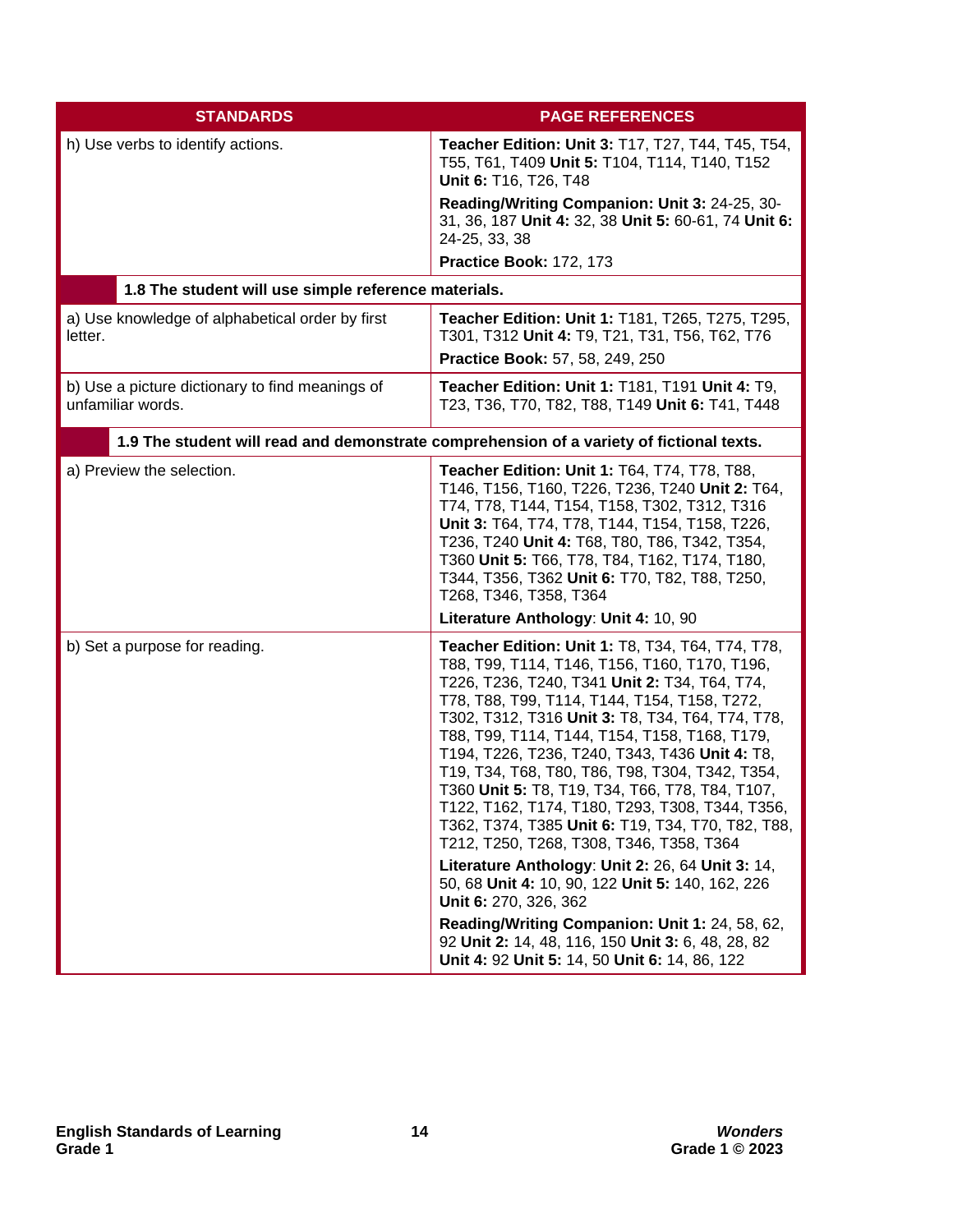| STANDARDS | PAGE REFERENCES |
|---|---|
| h) Use verbs to identify actions. | **Teacher Edition: Unit 3:** T17, T27, T44, T45, T54, T55, T61, T409 **Unit 5:** T104, T114, T140, T152 **Unit 6:** T16, T26, T48<br>**Reading/Writing Companion: Unit 3:** 24-25, 30-31, 36, 187 **Unit 4:** 32, 38 **Unit 5:** 60-61, 74 **Unit 6:** 24-25, 33, 38<br>**Practice Book:** 172, 173 |
| **1.8 The student will use simple reference materials.** | |
| a) Use knowledge of alphabetical order by first letter. | **Teacher Edition: Unit 1:** T181, T265, T275, T295, T301, T312 **Unit 4:** T9, T21, T31, T56, T62, T76<br>**Practice Book:** 57, 58, 249, 250 |
| b) Use a picture dictionary to find meanings of unfamiliar words. | **Teacher Edition: Unit 1:** T181, T191 **Unit 4:** T9, T23, T36, T70, T82, T88, T149 **Unit 6:** T41, T448 |
| **1.9 The student will read and demonstrate comprehension of a variety of fictional texts.** | |
| a) Preview the selection. | **Teacher Edition: Unit 1:** T64, T74, T78, T88, T146, T156, T160, T226, T236, T240 **Unit 2:** T64, T74, T78, T144, T154, T158, T302, T312, T316 **Unit 3:** T64, T74, T78, T144, T154, T158, T226, T236, T240 **Unit 4:** T68, T80, T86, T342, T354, T360 **Unit 5:** T66, T78, T84, T162, T174, T180, T344, T356, T362 **Unit 6:** T70, T82, T88, T250, T268, T346, T358, T364<br>**Literature Anthology**: **Unit 4:** 10, 90 |
| b) Set a purpose for reading. | **Teacher Edition: Unit 1:** T8, T34, T64, T74, T78, T88, T99, T114, T146, T156, T160, T170, T196, T226, T236, T240, T341 **Unit 2:** T34, T64, T74, T78, T88, T99, T114, T144, T154, T158, T272, T302, T312, T316 **Unit 3:** T8, T34, T64, T74, T78, T88, T99, T114, T144, T154, T158, T168, T179, T194, T226, T236, T240, T343, T436 **Unit 4:** T8, T19, T34, T68, T80, T86, T98, T304, T342, T354, T360 **Unit 5:** T8, T19, T34, T66, T78, T84, T107, T122, T162, T174, T180, T293, T308, T344, T356, T362, T374, T385 **Unit 6:** T19, T34, T70, T82, T88, T212, T250, T268, T308, T346, T358, T364<br>**Literature Anthology**: **Unit 2:** 26, 64 **Unit 3:** 14, 50, 68 **Unit 4:** 10, 90, 122 **Unit 5:** 140, 162, 226 **Unit 6:** 270, 326, 362<br>**Reading/Writing Companion: Unit 1:** 24, 58, 62, 92 **Unit 2:** 14, 48, 116, 150 **Unit 3:** 6, 48, 28, 82 **Unit 4:** 92 **Unit 5:** 14, 50 **Unit 6:** 14, 86, 122 |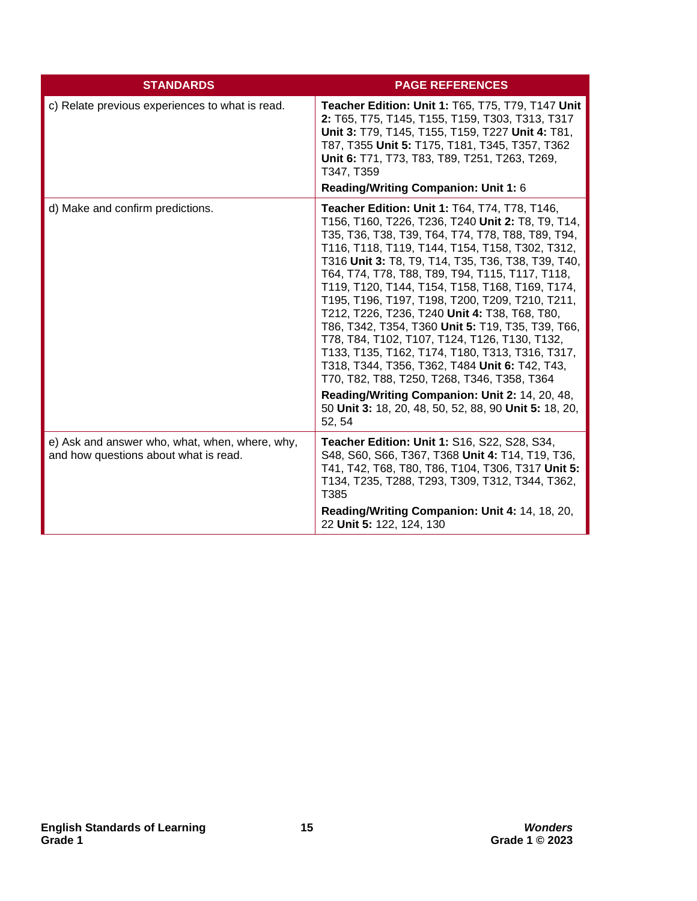| STANDARDS | PAGE REFERENCES |
|---|---|
| c) Relate previous experiences to what is read. | **Teacher Edition: Unit 1:** T65, T75, T79, T147 **Unit 2:** T65, T75, T145, T155, T159, T303, T313, T317 **Unit 3:** T79, T145, T155, T159, T227 **Unit 4:** T81, T87, T355 **Unit 5:** T175, T181, T345, T357, T362 **Unit 6:** T71, T73, T83, T89, T251, T263, T269, T347, T359<br>**Reading/Writing Companion: Unit 1:** 6 |
| d) Make and confirm predictions. | **Teacher Edition: Unit 1:** T64, T74, T78, T146, T156, T160, T226, T236, T240 **Unit 2:** T8, T9, T14, T35, T36, T38, T39, T64, T74, T78, T88, T89, T94, T116, T118, T119, T144, T154, T158, T302, T312, T316 **Unit 3:** T8, T9, T14, T35, T36, T38, T39, T40, T64, T74, T78, T88, T89, T94, T115, T117, T118, T119, T120, T144, T154, T158, T168, T169, T174, T195, T196, T197, T198, T200, T209, T210, T211, T212, T226, T236, T240 **Unit 4:** T38, T68, T80, T86, T342, T354, T360 **Unit 5:** T19, T35, T39, T66, T78, T84, T102, T107, T124, T126, T130, T132, T133, T135, T162, T174, T180, T313, T316, T317, T318, T344, T356, T362, T484 **Unit 6:** T42, T43, T70, T82, T88, T250, T268, T346, T358, T364<br>**Reading/Writing Companion: Unit 2:** 14, 20, 48, 50 **Unit 3:** 18, 20, 48, 50, 52, 88, 90 **Unit 5:** 18, 20, 52, 54 |
| e) Ask and answer who, what, when, where, why, and how questions about what is read. | **Teacher Edition: Unit 1:** S16, S22, S28, S34, S48, S60, S66, T367, T368 **Unit 4:** T14, T19, T36, T41, T42, T68, T80, T86, T104, T306, T317 **Unit 5:** T134, T235, T288, T293, T309, T312, T344, T362, T385<br>**Reading/Writing Companion: Unit 4:** 14, 18, 20, 22 **Unit 5:** 122, 124, 130 |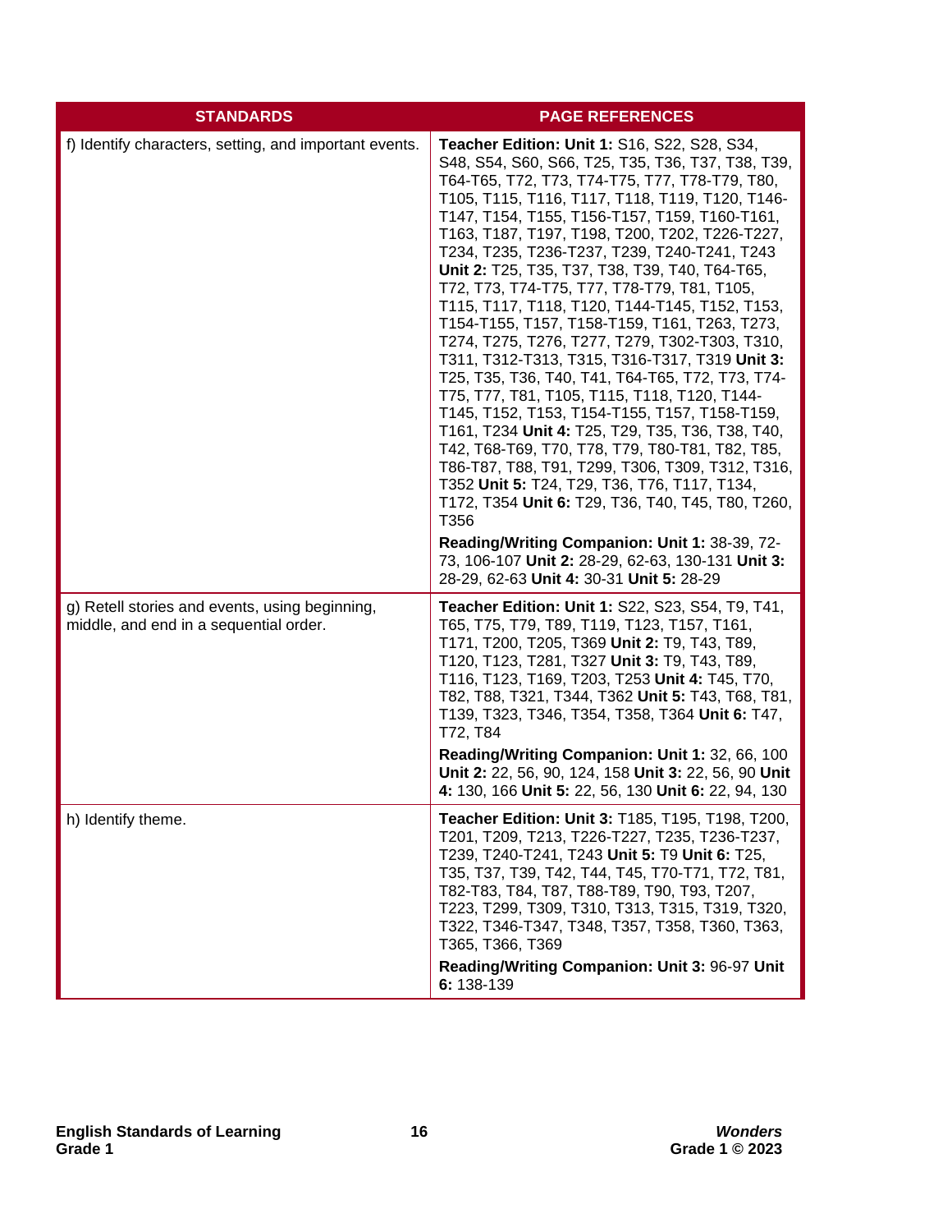| STANDARDS | PAGE REFERENCES |
|---|---|
| f) Identify characters, setting, and important events. | **Teacher Edition: Unit 1:** S16, S22, S28, S34, S48, S54, S60, S66, T25, T35, T36, T37, T38, T39, T64-T65, T72, T73, T74-T75, T77, T78-T79, T80, T105, T115, T116, T117, T118, T119, T120, T146-T147, T154, T155, T156-T157, T159, T160-T161, T163, T187, T197, T198, T200, T202, T226-T227, T234, T235, T236-T237, T239, T240-T241, T243 **Unit 2:** T25, T35, T37, T38, T39, T40, T64-T65, T72, T73, T74-T75, T77, T78-T79, T81, T105, T115, T117, T118, T120, T144-T145, T152, T153, T154-T155, T157, T158-T159, T161, T263, T273, T274, T275, T276, T277, T279, T302-T303, T310, T311, T312-T313, T315, T316-T317, T319 **Unit 3:** T25, T35, T36, T40, T41, T64-T65, T72, T73, T74-T75, T77, T81, T105, T115, T118, T120, T144-T145, T152, T153, T154-T155, T157, T158-T159, T161, T234 **Unit 4:** T25, T29, T35, T36, T38, T40, T42, T68-T69, T70, T78, T79, T80-T81, T82, T85, T86-T87, T88, T91, T299, T306, T309, T312, T316, T352 **Unit 5:** T24, T29, T36, T76, T117, T134, T172, T354 **Unit 6:** T29, T36, T40, T45, T80, T260, T356<br><br>**Reading/Writing Companion: Unit 1:** 38-39, 72-73, 106-107 **Unit 2:** 28-29, 62-63, 130-131 **Unit 3:** 28-29, 62-63 **Unit 4:** 30-31 **Unit 5:** 28-29 |
| g) Retell stories and events, using beginning, middle, and end in a sequential order. | **Teacher Edition: Unit 1:** S22, S23, S54, T9, T41, T65, T75, T79, T89, T119, T123, T157, T161, T171, T200, T205, T369 **Unit 2:** T9, T43, T89, T120, T123, T281, T327 **Unit 3:** T9, T43, T89, T116, T123, T169, T203, T253 **Unit 4:** T45, T70, T82, T88, T321, T344, T362 **Unit 5:** T43, T68, T81, T139, T323, T346, T354, T358, T364 **Unit 6:** T47, T72, T84<br><br>**Reading/Writing Companion: Unit 1:** 32, 66, 100 **Unit 2:** 22, 56, 90, 124, 158 **Unit 3:** 22, 56, 90 **Unit 4:** 130, 166 **Unit 5:** 22, 56, 130 **Unit 6:** 22, 94, 130 |
| h) Identify theme. | **Teacher Edition: Unit 3:** T185, T195, T198, T200, T201, T209, T213, T226-T227, T235, T236-T237, T239, T240-T241, T243 **Unit 5:** T9 **Unit 6:** T25, T35, T37, T39, T42, T44, T45, T70-T71, T72, T81, T82-T83, T84, T87, T88-T89, T90, T93, T207, T223, T299, T309, T310, T313, T315, T319, T320, T322, T346-T347, T348, T357, T358, T360, T363, T365, T366, T369<br><br>**Reading/Writing Companion: Unit 3:** 96-97 **Unit 6:** 138-139 |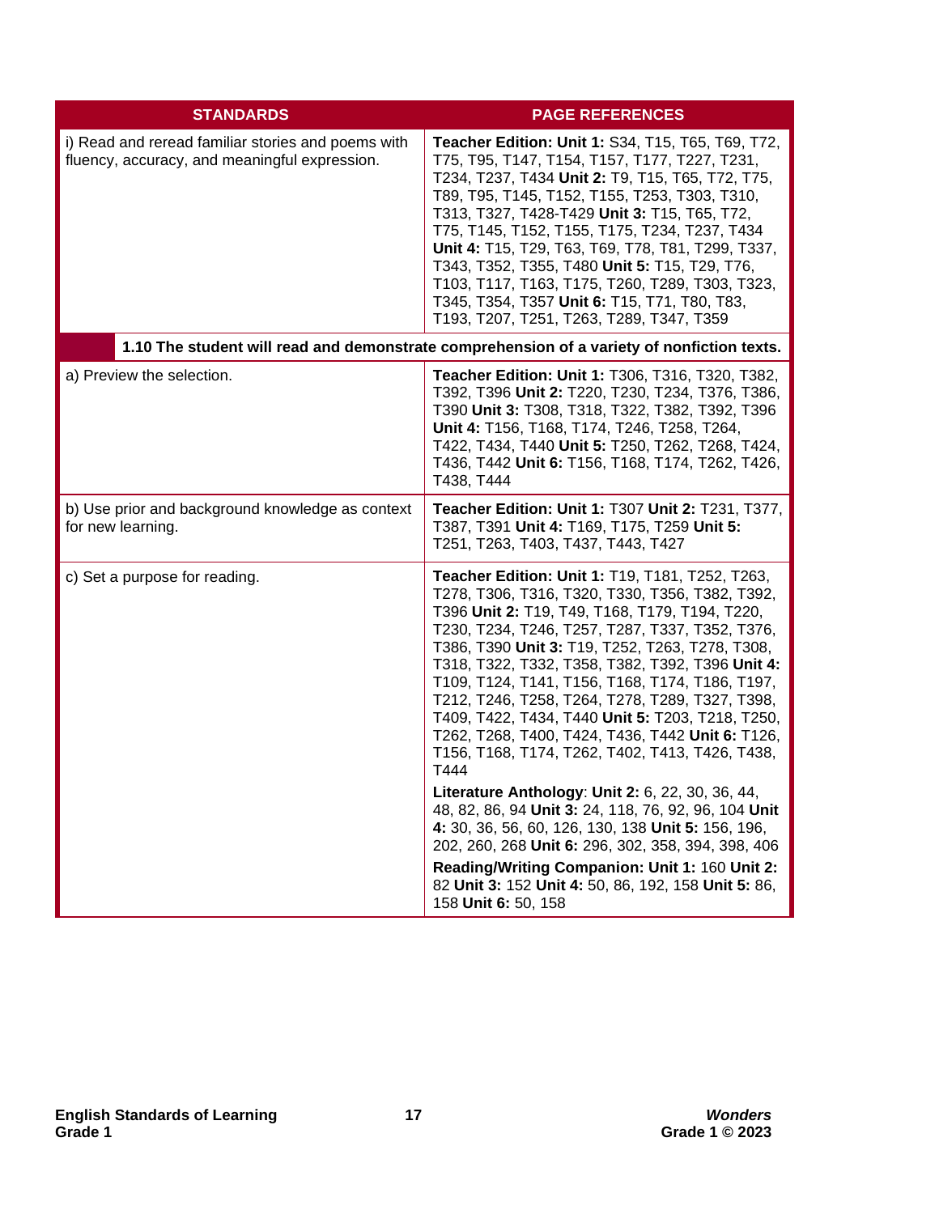| STANDARDS | PAGE REFERENCES |
|---|---|
| i) Read and reread familiar stories and poems with fluency, accuracy, and meaningful expression. | **Teacher Edition: Unit 1:** S34, T15, T65, T69, T72, T75, T95, T147, T154, T157, T177, T227, T231, T234, T237, T434 **Unit 2:** T9, T15, T65, T72, T75, T89, T95, T145, T152, T155, T253, T303, T310, T313, T327, T428-T429 **Unit 3:** T15, T65, T72, T75, T145, T152, T155, T175, T234, T237, T434 **Unit 4:** T15, T29, T63, T69, T78, T81, T299, T337, T343, T352, T355, T480 **Unit 5:** T15, T29, T76, T103, T117, T163, T175, T260, T289, T303, T323, T345, T354, T357 **Unit 6:** T15, T71, T80, T83, T193, T207, T251, T263, T289, T347, T359 |
| **1.10 The student will read and demonstrate comprehension of a variety of nonfiction texts.** | |
| a) Preview the selection. | **Teacher Edition: Unit 1:** T306, T316, T320, T382, T392, T396 **Unit 2:** T220, T230, T234, T376, T386, T390 **Unit 3:** T308, T318, T322, T382, T392, T396 **Unit 4:** T156, T168, T174, T246, T258, T264, T422, T434, T440 **Unit 5:** T250, T262, T268, T424, T436, T442 **Unit 6:** T156, T168, T174, T262, T426, T438, T444 |
| b) Use prior and background knowledge as context for new learning. | **Teacher Edition: Unit 1:** T307 **Unit 2:** T231, T377, T387, T391 **Unit 4:** T169, T175, T259 **Unit 5:** T251, T263, T403, T437, T443, T427 |
| c) Set a purpose for reading. | **Teacher Edition: Unit 1:** T19, T181, T252, T263, T278, T306, T316, T320, T330, T356, T382, T392, T396 **Unit 2:** T19, T49, T168, T179, T194, T220, T230, T234, T246, T257, T287, T337, T352, T376, T386, T390 **Unit 3:** T19, T252, T263, T278, T308, T318, T322, T332, T358, T382, T392, T396 **Unit 4:** T109, T124, T141, T156, T168, T174, T186, T197, T212, T246, T258, T264, T278, T289, T327, T398, T409, T422, T434, T440 **Unit 5:** T203, T218, T250, T262, T268, T400, T424, T436, T442 **Unit 6:** T126, T156, T168, T174, T262, T402, T413, T426, T438, T444<br><br>**Literature Anthology**: **Unit 2:** 6, 22, 30, 36, 44, 48, 82, 86, 94 **Unit 3:** 24, 118, 76, 92, 96, 104 **Unit 4:** 30, 36, 56, 60, 126, 130, 138 **Unit 5:** 156, 196, 202, 260, 268 **Unit 6:** 296, 302, 358, 394, 398, 406<br><br>**Reading/Writing Companion: Unit 1:** 160 **Unit 2:** 82 **Unit 3:** 152 **Unit 4:** 50, 86, 192, 158 **Unit 5:** 86, 158 **Unit 6:** 50, 158 |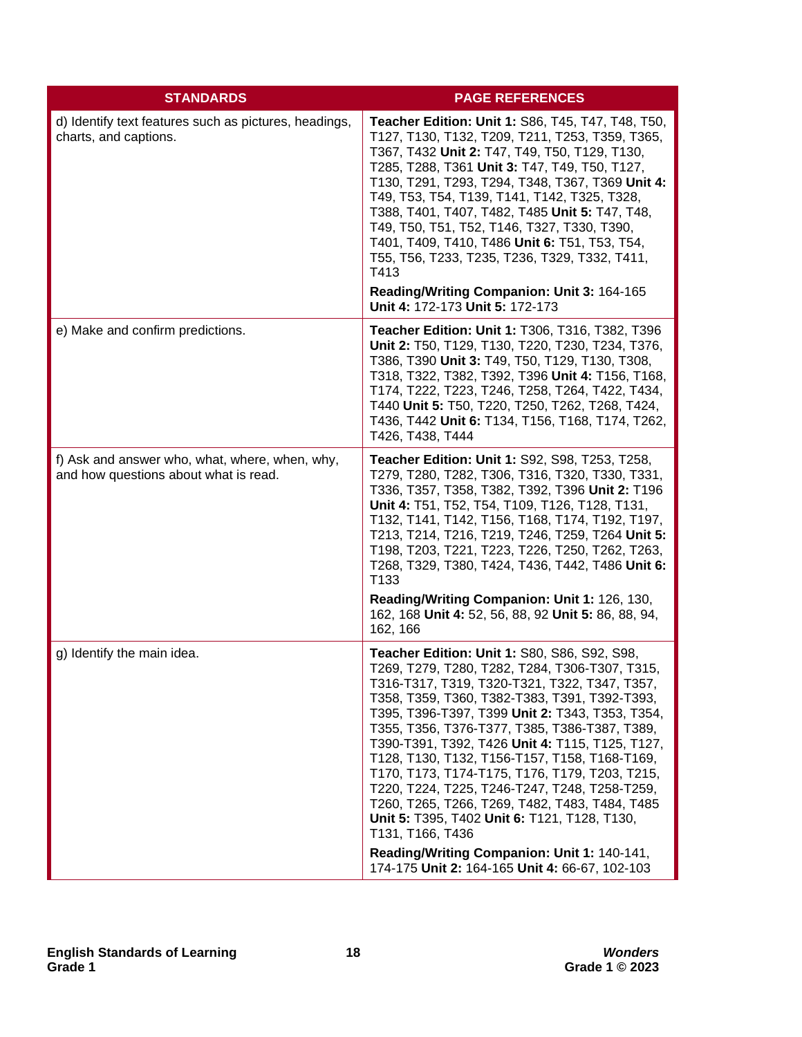| STANDARDS | PAGE REFERENCES |
|---|---|
| d) Identify text features such as pictures, headings, charts, and captions. | **Teacher Edition: Unit 1:** S86, T45, T47, T48, T50, T127, T130, T132, T209, T211, T253, T359, T365, T367, T432 **Unit 2:** T47, T49, T50, T129, T130, T285, T288, T361 **Unit 3:** T47, T49, T50, T127, T130, T291, T293, T294, T348, T367, T369 **Unit 4:** T49, T53, T54, T139, T141, T142, T325, T328, T388, T401, T407, T482, T485 **Unit 5:** T47, T48, T49, T50, T51, T52, T146, T327, T330, T390, T401, T409, T410, T486 **Unit 6:** T51, T53, T54, T55, T56, T233, T235, T236, T329, T332, T411, T413<br><br>**Reading/Writing Companion: Unit 3:** 164-165 **Unit 4:** 172-173 **Unit 5:** 172-173 |
| e) Make and confirm predictions. | **Teacher Edition: Unit 1:** T306, T316, T382, T396 **Unit 2:** T50, T129, T130, T220, T230, T234, T376, T386, T390 **Unit 3:** T49, T50, T129, T130, T308, T318, T322, T382, T392, T396 **Unit 4:** T156, T168, T174, T222, T223, T246, T258, T264, T422, T434, T440 **Unit 5:** T50, T220, T250, T262, T268, T424, T436, T442 **Unit 6:** T134, T156, T168, T174, T262, T426, T438, T444 |
| f) Ask and answer who, what, where, when, why, and how questions about what is read. | **Teacher Edition: Unit 1:** S92, S98, T253, T258, T279, T280, T282, T306, T316, T320, T330, T331, T336, T357, T358, T382, T392, T396 **Unit 2:** T196 **Unit 4:** T51, T52, T54, T109, T126, T128, T131, T132, T141, T142, T156, T168, T174, T192, T197, T213, T214, T216, T219, T246, T259, T264 **Unit 5:** T198, T203, T221, T223, T226, T250, T262, T263, T268, T329, T380, T424, T436, T442, T486 **Unit 6:** T133<br><br>**Reading/Writing Companion: Unit 1:** 126, 130, 162, 168 **Unit 4:** 52, 56, 88, 92 **Unit 5:** 86, 88, 94, 162, 166 |
| g) Identify the main idea. | **Teacher Edition: Unit 1:** S80, S86, S92, S98, T269, T279, T280, T282, T284, T306-T307, T315, T316-T317, T319, T320-T321, T322, T347, T357, T358, T359, T360, T382-T383, T391, T392-T393, T395, T396-T397, T399 **Unit 2:** T343, T353, T354, T355, T356, T376-T377, T385, T386-T387, T389, T390-T391, T392, T426 **Unit 4:** T115, T125, T127, T128, T130, T132, T156-T157, T158, T168-T169, T170, T173, T174-T175, T176, T179, T203, T215, T220, T224, T225, T246-T247, T248, T258-T259, T260, T265, T266, T269, T482, T483, T484, T485 **Unit 5:** T395, T402 **Unit 6:** T121, T128, T130, T131, T166, T436<br><br>**Reading/Writing Companion: Unit 1:** 140-141, 174-175 **Unit 2:** 164-165 **Unit 4:** 66-67, 102-103 |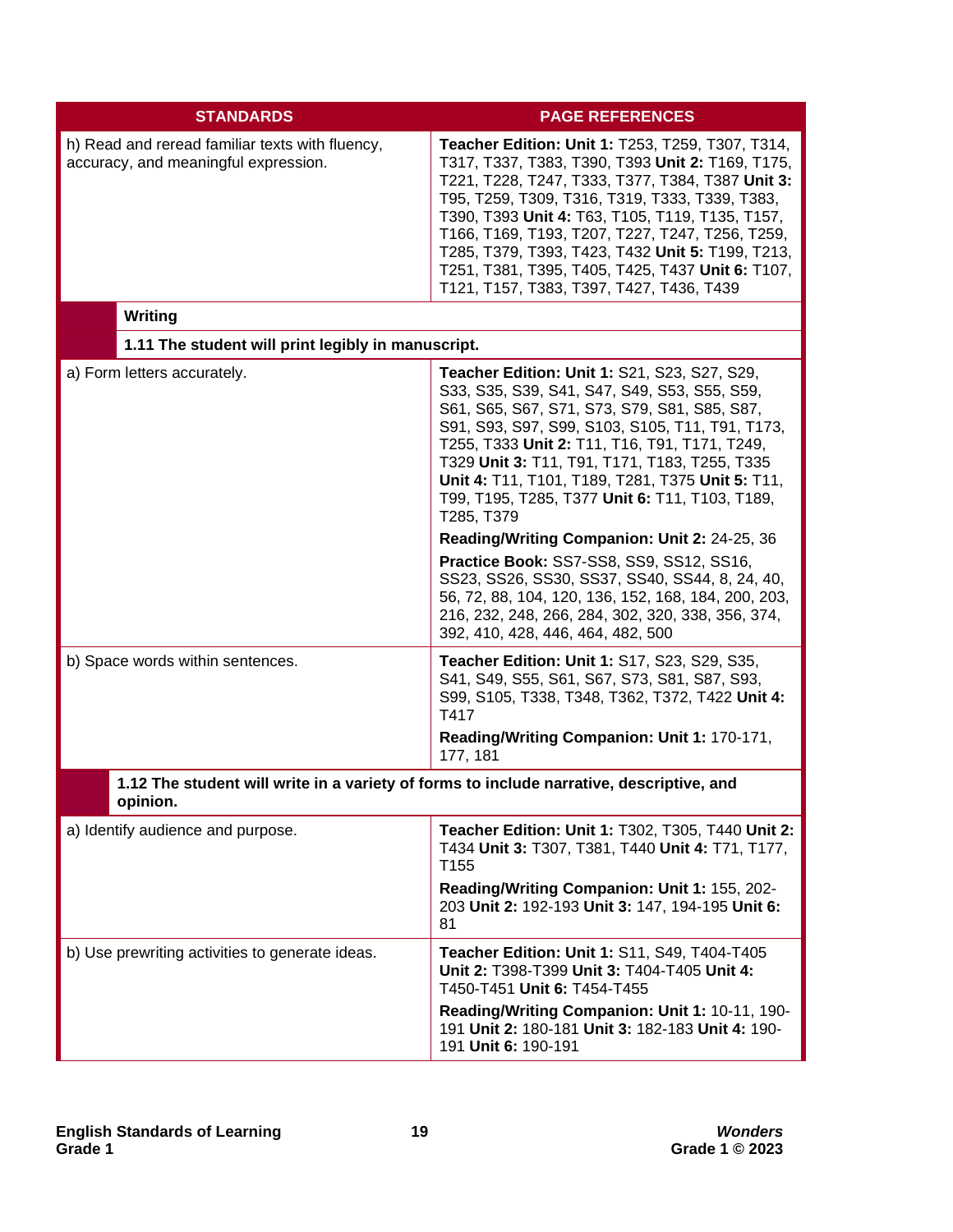| STANDARDS | PAGE REFERENCES |
|---|---|
| h) Read and reread familiar texts with fluency, accuracy, and meaningful expression. | **Teacher Edition: Unit 1:** T253, T259, T307, T314, T317, T337, T383, T390, T393 **Unit 2:** T169, T175, T221, T228, T247, T333, T377, T384, T387 **Unit 3:** T95, T259, T309, T316, T319, T333, T339, T383, T390, T393 **Unit 4:** T63, T105, T119, T135, T157, T166, T169, T193, T207, T227, T247, T256, T259, T285, T379, T393, T423, T432 **Unit 5:** T199, T213, T251, T381, T395, T405, T425, T437 **Unit 6:** T107, T121, T157, T383, T397, T427, T436, T439 |
| **Writing** | |
| **1.11 The student will print legibly in manuscript.** | |
| a) Form letters accurately. | **Teacher Edition: Unit 1:** S21, S23, S27, S29, S33, S35, S39, S41, S47, S49, S53, S55, S59, S61, S65, S67, S71, S73, S79, S81, S85, S87, S91, S93, S97, S99, S103, S105, T11, T91, T173, T255, T333 **Unit 2:** T11, T16, T91, T171, T249, T329 **Unit 3:** T11, T91, T171, T183, T255, T335 **Unit 4:** T11, T101, T189, T281, T375 **Unit 5:** T11, T99, T195, T285, T377 **Unit 6:** T11, T103, T189, T285, T379<br><br>**Reading/Writing Companion: Unit 2:** 24-25, 36<br><br>**Practice Book:** SS7-SS8, SS9, SS12, SS16, SS23, SS26, SS30, SS37, SS40, SS44, 8, 24, 40, 56, 72, 88, 104, 120, 136, 152, 168, 184, 200, 203, 216, 232, 248, 266, 284, 302, 320, 338, 356, 374, 392, 410, 428, 446, 464, 482, 500 |
| b) Space words within sentences. | **Teacher Edition: Unit 1:** S17, S23, S29, S35, S41, S49, S55, S61, S67, S73, S81, S87, S93, S99, S105, T338, T348, T362, T372, T422 **Unit 4:** T417<br><br>**Reading/Writing Companion: Unit 1:** 170-171, 177, 181 |
| **1.12 The student will write in a variety of forms to include narrative, descriptive, and opinion.** | |
| a) Identify audience and purpose. | **Teacher Edition: Unit 1:** T302, T305, T440 **Unit 2:** T434 **Unit 3:** T307, T381, T440 **Unit 4:** T71, T177, T155<br><br>**Reading/Writing Companion: Unit 1:** 155, 202-203 **Unit 2:** 192-193 **Unit 3:** 147, 194-195 **Unit 6:** 81 |
| b) Use prewriting activities to generate ideas. | **Teacher Edition: Unit 1:** S11, S49, T404-T405 **Unit 2:** T398-T399 **Unit 3:** T404-T405 **Unit 4:** T450-T451 **Unit 6:** T454-T455<br><br>**Reading/Writing Companion: Unit 1:** 10-11, 190-191 **Unit 2:** 180-181 **Unit 3:** 182-183 **Unit 4:** 190-191 **Unit 6:** 190-191 |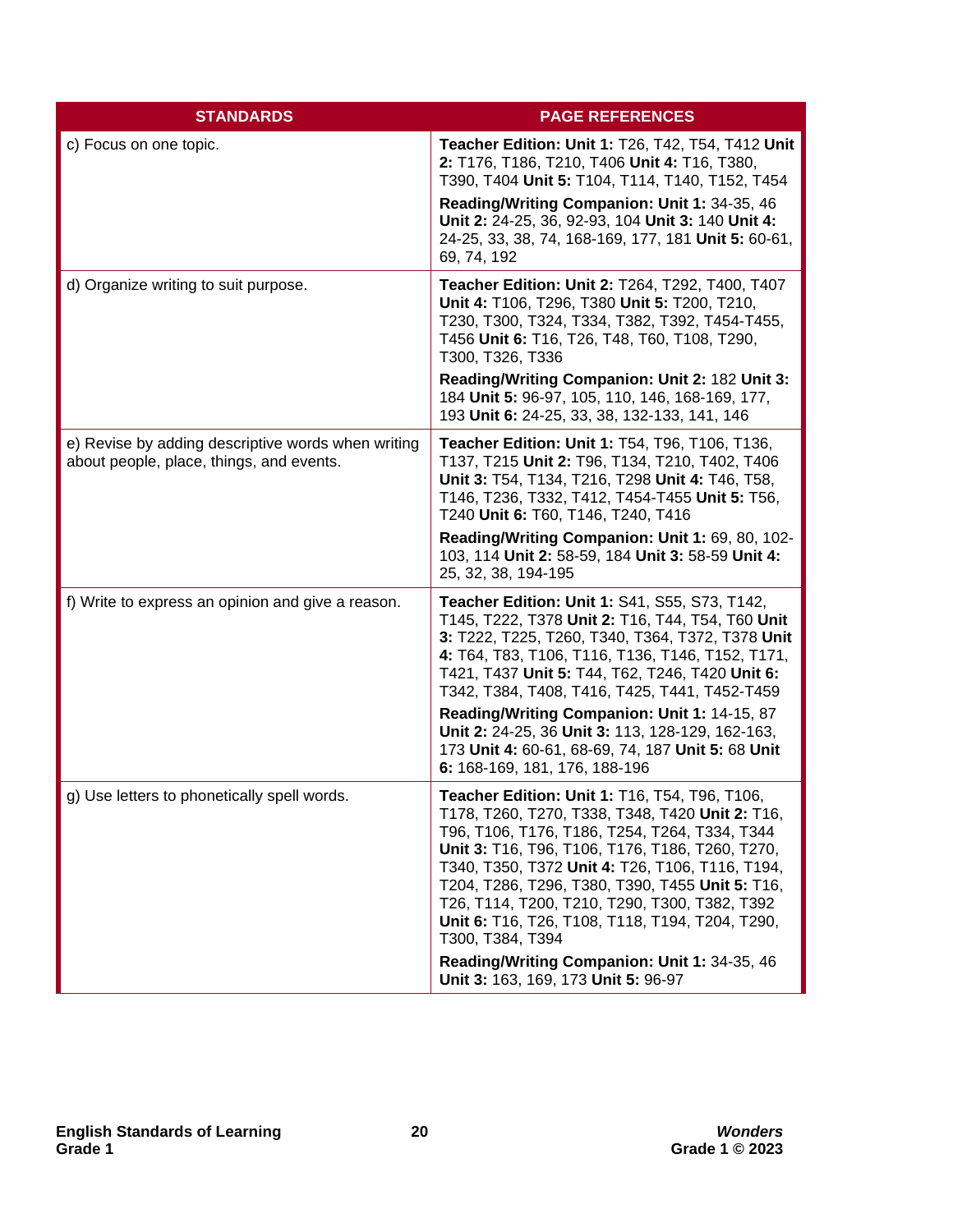| STANDARDS | PAGE REFERENCES |
|---|---|
| c) Focus on one topic. | **Teacher Edition: Unit 1:** T26, T42, T54, T412 **Unit 2:** T176, T186, T210, T406 **Unit 4:** T16, T380, T390, T404 **Unit 5:** T104, T114, T140, T152, T454<br>**Reading/Writing Companion: Unit 1:** 34-35, 46 **Unit 2:** 24-25, 36, 92-93, 104 **Unit 3:** 140 **Unit 4:** 24-25, 33, 38, 74, 168-169, 177, 181 **Unit 5:** 60-61, 69, 74, 192 |
| d) Organize writing to suit purpose. | **Teacher Edition: Unit 2:** T264, T292, T400, T407 **Unit 4:** T106, T296, T380 **Unit 5:** T200, T210, T230, T300, T324, T334, T382, T392, T454-T455, T456 **Unit 6:** T16, T26, T48, T60, T108, T290, T300, T326, T336<br>**Reading/Writing Companion: Unit 2:** 182 **Unit 3:** 184 **Unit 5:** 96-97, 105, 110, 146, 168-169, 177, 193 **Unit 6:** 24-25, 33, 38, 132-133, 141, 146 |
| e) Revise by adding descriptive words when writing about people, place, things, and events. | **Teacher Edition: Unit 1:** T54, T96, T106, T136, T137, T215 **Unit 2:** T96, T134, T210, T402, T406 **Unit 3:** T54, T134, T216, T298 **Unit 4:** T46, T58, T146, T236, T332, T412, T454-T455 **Unit 5:** T56, T240 **Unit 6:** T60, T146, T240, T416<br>**Reading/Writing Companion: Unit 1:** 69, 80, 102-103, 114 **Unit 2:** 58-59, 184 **Unit 3:** 58-59 **Unit 4:** 25, 32, 38, 194-195 |
| f) Write to express an opinion and give a reason. | **Teacher Edition: Unit 1:** S41, S55, S73, T142, T145, T222, T378 **Unit 2:** T16, T44, T54, T60 **Unit 3:** T222, T225, T260, T340, T364, T372, T378 **Unit 4:** T64, T83, T106, T116, T136, T146, T152, T171, T421, T437 **Unit 5:** T44, T62, T246, T420 **Unit 6:** T342, T384, T408, T416, T425, T441, T452-T459<br>**Reading/Writing Companion: Unit 1:** 14-15, 87 **Unit 2:** 24-25, 36 **Unit 3:** 113, 128-129, 162-163, 173 **Unit 4:** 60-61, 68-69, 74, 187 **Unit 5:** 68 **Unit 6:** 168-169, 181, 176, 188-196 |
| g) Use letters to phonetically spell words. | **Teacher Edition: Unit 1:** T16, T54, T96, T106, T178, T260, T270, T338, T348, T420 **Unit 2:** T16, T96, T106, T176, T186, T254, T264, T334, T344 **Unit 3:** T16, T96, T106, T176, T186, T260, T270, T340, T350, T372 **Unit 4:** T26, T106, T116, T194, T204, T286, T296, T380, T390, T455 **Unit 5:** T16, T26, T114, T200, T210, T290, T300, T382, T392 **Unit 6:** T16, T26, T108, T118, T194, T204, T290, T300, T384, T394<br>**Reading/Writing Companion: Unit 1:** 34-35, 46 **Unit 3:** 163, 169, 173 **Unit 5:** 96-97 |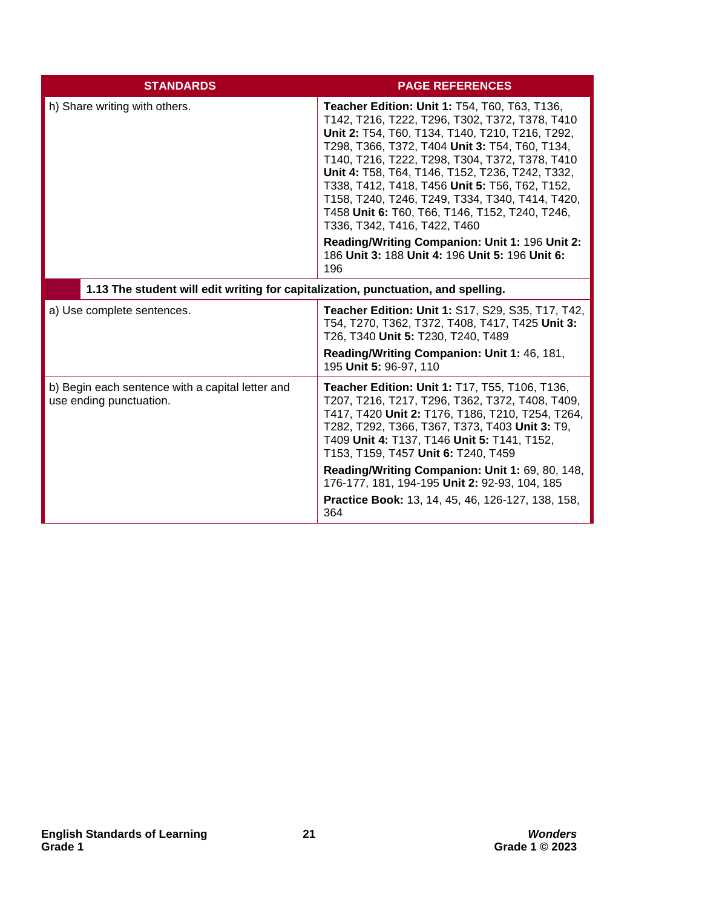| STANDARDS | PAGE REFERENCES |
|---|---|
| h) Share writing with others. | **Teacher Edition: Unit 1:** T54, T60, T63, T136, T142, T216, T222, T296, T302, T372, T378, T410 **Unit 2:** T54, T60, T134, T140, T210, T216, T292, T298, T366, T372, T404 **Unit 3:** T54, T60, T134, T140, T216, T222, T298, T304, T372, T378, T410 **Unit 4:** T58, T64, T146, T152, T236, T242, T332, T338, T412, T418, T456 **Unit 5:** T56, T62, T152, T158, T240, T246, T249, T334, T340, T414, T420, T458 **Unit 6:** T60, T66, T146, T152, T240, T246, T336, T342, T416, T422, T460<br>**Reading/Writing Companion: Unit 1:** 196 **Unit 2:** 186 **Unit 3:** 188 **Unit 4:** 196 **Unit 5:** 196 **Unit 6:** 196 |
| **1.13 The student will edit writing for capitalization, punctuation, and spelling.** | |
| a) Use complete sentences. | **Teacher Edition: Unit 1:** S17, S29, S35, T17, T42, T54, T270, T362, T372, T408, T417, T425 **Unit 3:** T26, T340 **Unit 5:** T230, T240, T489<br>**Reading/Writing Companion: Unit 1:** 46, 181, 195 **Unit 5:** 96-97, 110 |
| b) Begin each sentence with a capital letter and use ending punctuation. | **Teacher Edition: Unit 1:** T17, T55, T106, T136, T207, T216, T217, T296, T362, T372, T408, T409, T417, T420 **Unit 2:** T176, T186, T210, T254, T264, T282, T292, T366, T367, T373, T403 **Unit 3:** T9, T409 **Unit 4:** T137, T146 **Unit 5:** T141, T152, T153, T159, T457 **Unit 6:** T240, T459<br>**Reading/Writing Companion: Unit 1:** 69, 80, 148, 176-177, 181, 194-195 **Unit 2:** 92-93, 104, 185<br>**Practice Book:** 13, 14, 45, 46, 126-127, 138, 158, 364 |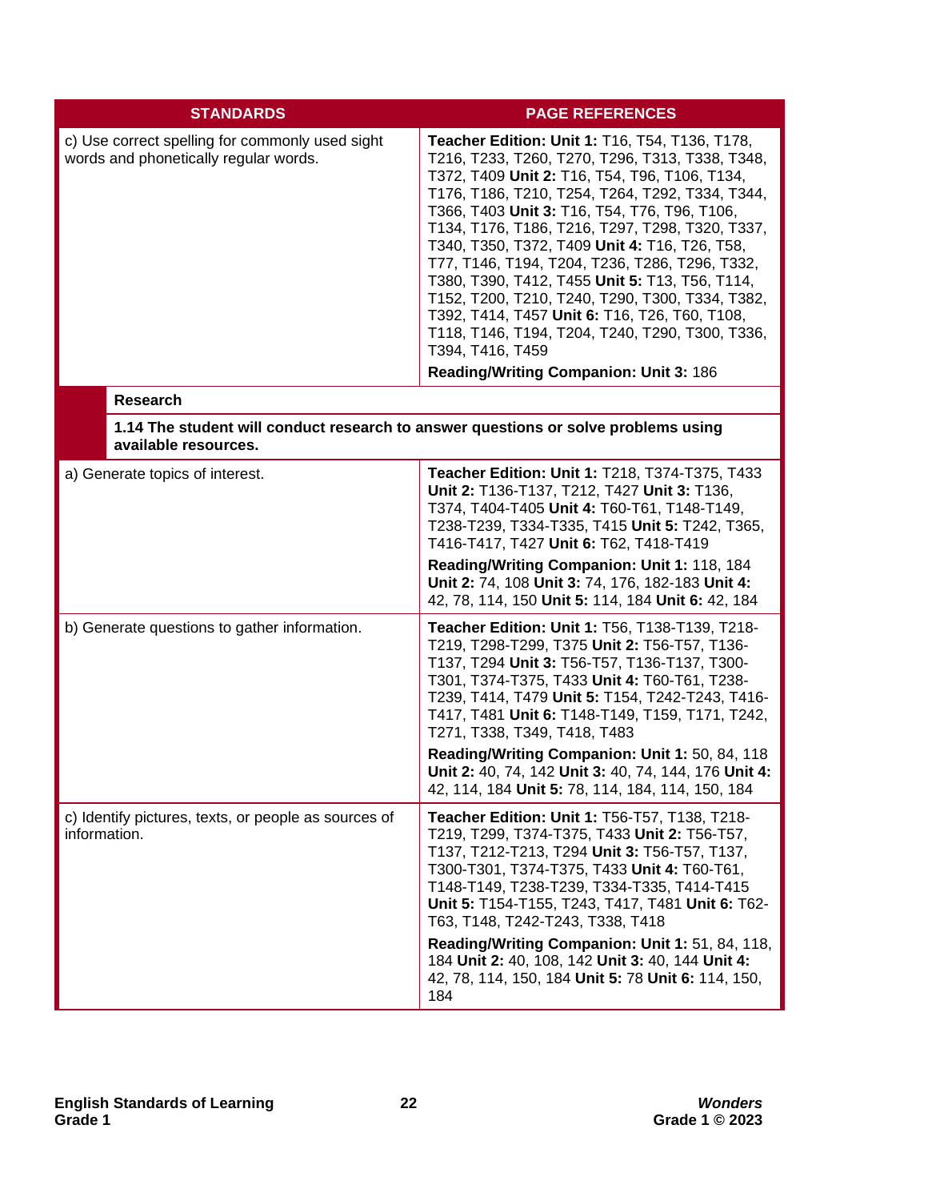| STANDARDS | PAGE REFERENCES |
|---|---|
| c) Use correct spelling for commonly used sight words and phonetically regular words. | **Teacher Edition: Unit 1:** T16, T54, T136, T178, T216, T233, T260, T270, T296, T313, T338, T348, T372, T409 **Unit 2:** T16, T54, T96, T106, T134, T176, T186, T210, T254, T264, T292, T334, T344, T366, T403 **Unit 3:** T16, T54, T76, T96, T106, T134, T176, T186, T216, T297, T298, T320, T337, T340, T350, T372, T409 **Unit 4:** T16, T26, T58, T77, T146, T194, T204, T236, T286, T296, T332, T380, T390, T412, T455 **Unit 5:** T13, T56, T114, T152, T200, T210, T240, T290, T300, T334, T382, T392, T414, T457 **Unit 6:** T16, T26, T60, T108, T118, T146, T194, T204, T240, T290, T300, T336, T394, T416, T459<br>**Reading/Writing Companion: Unit 3:** 186 |
| **Research** | |
| **1.14 The student will conduct research to answer questions or solve problems using available resources.** | |
| a) Generate topics of interest. | **Teacher Edition: Unit 1:** T218, T374-T375, T433 **Unit 2:** T136-T137, T212, T427 **Unit 3:** T136, T374, T404-T405 **Unit 4:** T60-T61, T148-T149, T238-T239, T334-T335, T415 **Unit 5:** T242, T365, T416-T417, T427 **Unit 6:** T62, T418-T419<br>**Reading/Writing Companion: Unit 1:** 118, 184 **Unit 2:** 74, 108 **Unit 3:** 74, 176, 182-183 **Unit 4:** 42, 78, 114, 150 **Unit 5:** 114, 184 **Unit 6:** 42, 184 |
| b) Generate questions to gather information. | **Teacher Edition: Unit 1:** T56, T138-T139, T218-T219, T298-T299, T375 **Unit 2:** T56-T57, T136-T137, T294 **Unit 3:** T56-T57, T136-T137, T300-T301, T374-T375, T433 **Unit 4:** T60-T61, T238-T239, T414, T479 **Unit 5:** T154, T242-T243, T416-T417, T481 **Unit 6:** T148-T149, T159, T171, T242, T271, T338, T349, T418, T483<br>**Reading/Writing Companion: Unit 1:** 50, 84, 118 **Unit 2:** 40, 74, 142 **Unit 3:** 40, 74, 144, 176 **Unit 4:** 42, 114, 184 **Unit 5:** 78, 114, 184, 114, 150, 184 |
| c) Identify pictures, texts, or people as sources of information. | **Teacher Edition: Unit 1:** T56-T57, T138, T218-T219, T299, T374-T375, T433 **Unit 2:** T56-T57, T137, T212-T213, T294 **Unit 3:** T56-T57, T137, T300-T301, T374-T375, T433 **Unit 4:** T60-T61, T148-T149, T238-T239, T334-T335, T414-T415 **Unit 5:** T154-T155, T243, T417, T481 **Unit 6:** T62-T63, T148, T242-T243, T338, T418<br>**Reading/Writing Companion: Unit 1:** 51, 84, 118, 184 **Unit 2:** 40, 108, 142 **Unit 3:** 40, 144 **Unit 4:** 42, 78, 114, 150, 184 **Unit 5:** 78 **Unit 6:** 114, 150, 184 |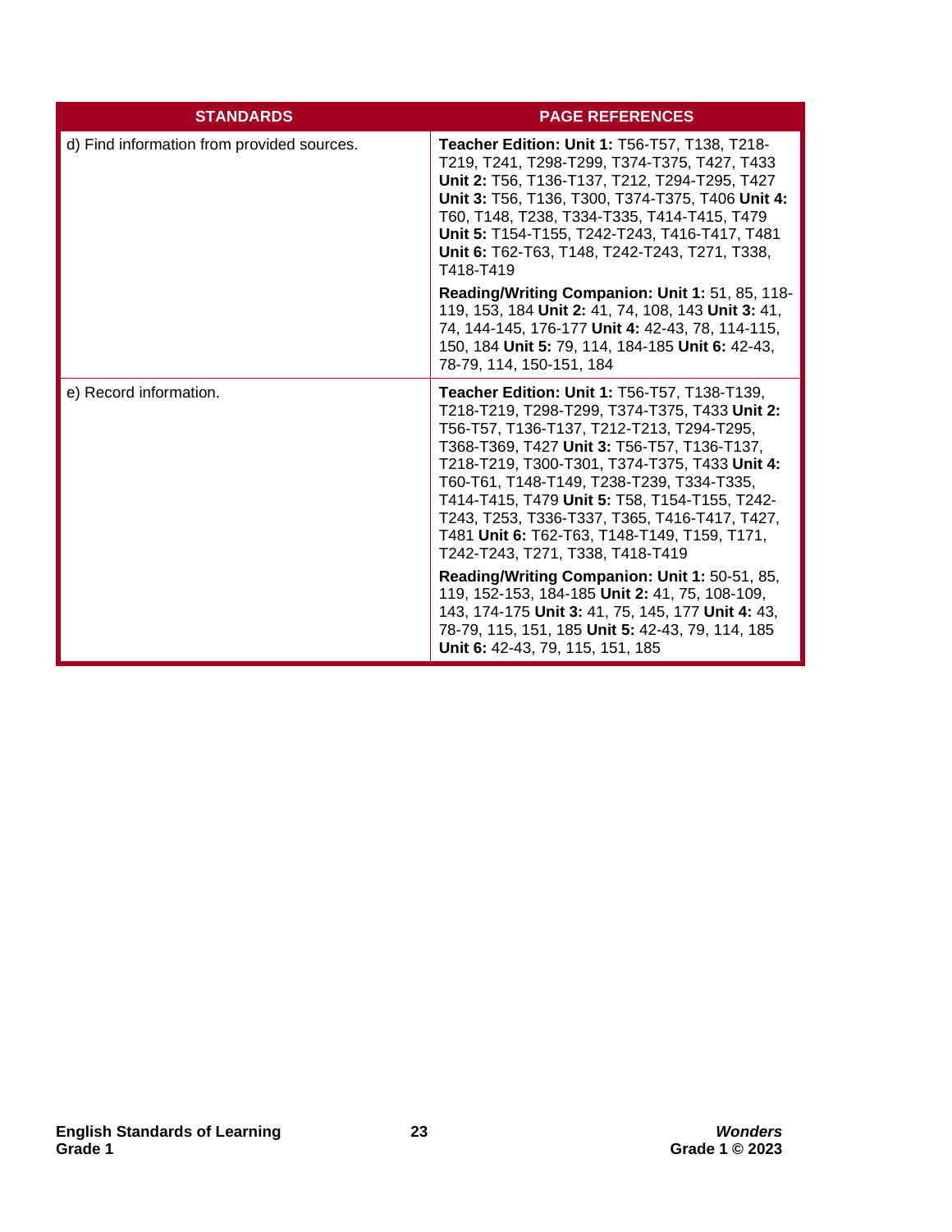| STANDARDS | PAGE REFERENCES |
|---|---|
| d) Find information from provided sources. | **Teacher Edition: Unit 1:** T56-T57, T138, T218-T219, T241, T298-T299, T374-T375, T427, T433 **Unit 2:** T56, T136-T137, T212, T294-T295, T427 **Unit 3:** T56, T136, T300, T374-T375, T406 **Unit 4:** T60, T148, T238, T334-T335, T414-T415, T479 **Unit 5:** T154-T155, T242-T243, T416-T417, T481 **Unit 6:** T62-T63, T148, T242-T243, T271, T338, T418-T419<br><br>**Reading/Writing Companion: Unit 1:** 51, 85, 118-119, 153, 184 **Unit 2:** 41, 74, 108, 143 **Unit 3:** 41, 74, 144-145, 176-177 **Unit 4:** 42-43, 78, 114-115, 150, 184 **Unit 5:** 79, 114, 184-185 **Unit 6:** 42-43, 78-79, 114, 150-151, 184 |
| e) Record information. | **Teacher Edition: Unit 1:** T56-T57, T138-T139, T218-T219, T298-T299, T374-T375, T433 **Unit 2:** T56-T57, T136-T137, T212-T213, T294-T295, T368-T369, T427 **Unit 3:** T56-T57, T136-T137, T218-T219, T300-T301, T374-T375, T433 **Unit 4:** T60-T61, T148-T149, T238-T239, T334-T335, T414-T415, T479 **Unit 5:** T58, T154-T155, T242-T243, T253, T336-T337, T365, T416-T417, T427, T481 **Unit 6:** T62-T63, T148-T149, T159, T171, T242-T243, T271, T338, T418-T419<br><br>**Reading/Writing Companion: Unit 1:** 50-51, 85, 119, 152-153, 184-185 **Unit 2:** 41, 75, 108-109, 143, 174-175 **Unit 3:** 41, 75, 145, 177 **Unit 4:** 43, 78-79, 115, 151, 185 **Unit 5:** 42-43, 79, 114, 185 **Unit 6:** 42-43, 79, 115, 151, 185 |